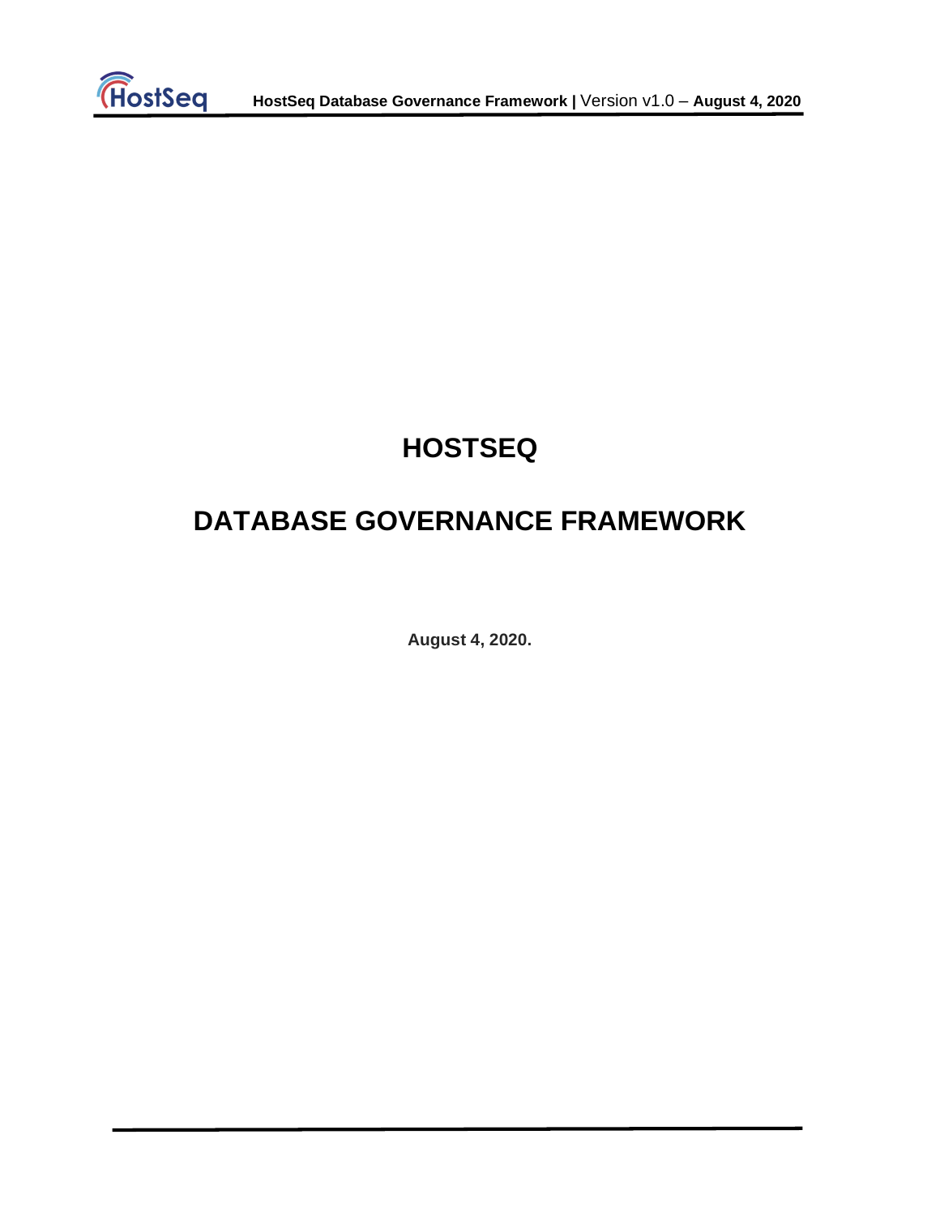# HOSTSEQ

# DATABASE GOVERNANCE FRAMEWORK

**August 4, 2020.**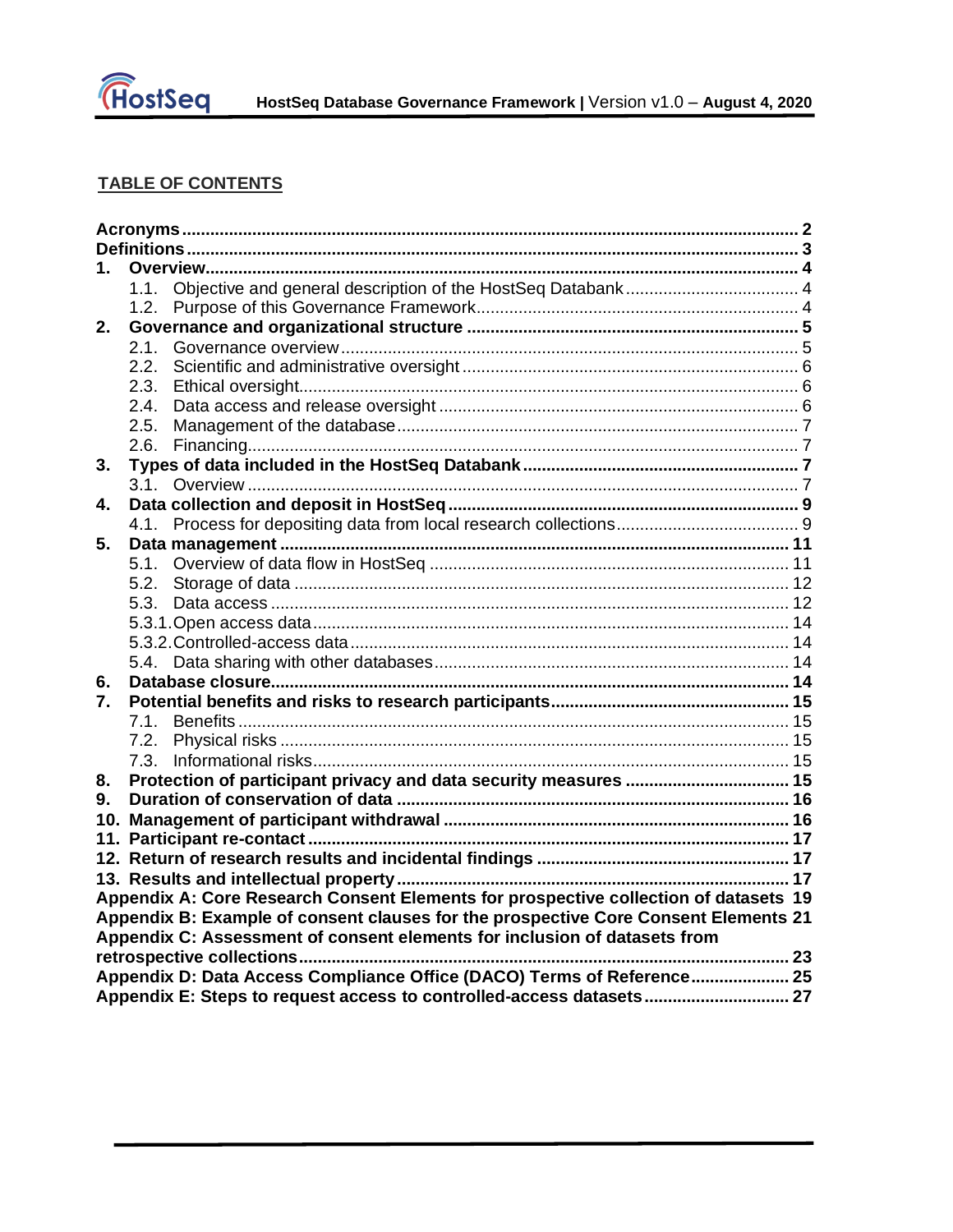## TABLE OF CONTENTS

**Acronyms** ........ **2**
**Definitions** ........ **3**
**1. Overview** ........ **4**
- 1.1. Objective and general description of the HostSeq Databank ........ 4
- 1.2. Purpose of this Governance Framework ........ 4

**2. Governance and organizational structure** ........ **5**
- 2.1. Governance overview ........ 5
- 2.2. Scientific and administrative oversight ........ 6
- 2.3. Ethical oversight ........ 6
- 2.4. Data access and release oversight ........ 6
- 2.5. Management of the database ........ 7
- 2.6. Financing ........ 7

**3. Types of data included in the HostSeq Databank** ........ **7**
- 3.1. Overview ........ 7

**4. Data collection and deposit in HostSeq** ........ **9**
- 4.1. Process for depositing data from local research collections ........ 9

**5. Data management** ........ **11**
- 5.1. Overview of data flow in HostSeq ........ 11
- 5.2. Storage of data ........ 12
- 5.3. Data access ........ 12
- 5.3.1. Open access data ........ 14
- 5.3.2. Controlled-access data ........ 14
- 5.4. Data sharing with other databases ........ 14

**6. Database closure** ........ **14**
**7. Potential benefits and risks to research participants** ........ **15**
- 7.1. Benefits ........ 15
- 7.2. Physical risks ........ 15
- 7.3. Informational risks ........ 15

**8. Protection of participant privacy and data security measures** ........ **15**
**9. Duration of conservation of data** ........ **16**
**10. Management of participant withdrawal** ........ **16**
**11. Participant re-contact** ........ **17**
**12. Return of research results and incidental findings** ........ **17**
**13. Results and intellectual property** ........ **17**
**Appendix A: Core Research Consent Elements for prospective collection of datasets** **19**
**Appendix B: Example of consent clauses for the prospective Core Consent Elements** **21**
**Appendix C: Assessment of consent elements for inclusion of datasets from retrospective collections** ........ **23**
**Appendix D: Data Access Compliance Office (DACO) Terms of Reference** ........ **25**
**Appendix E: Steps to request access to controlled-access datasets** ........ **27**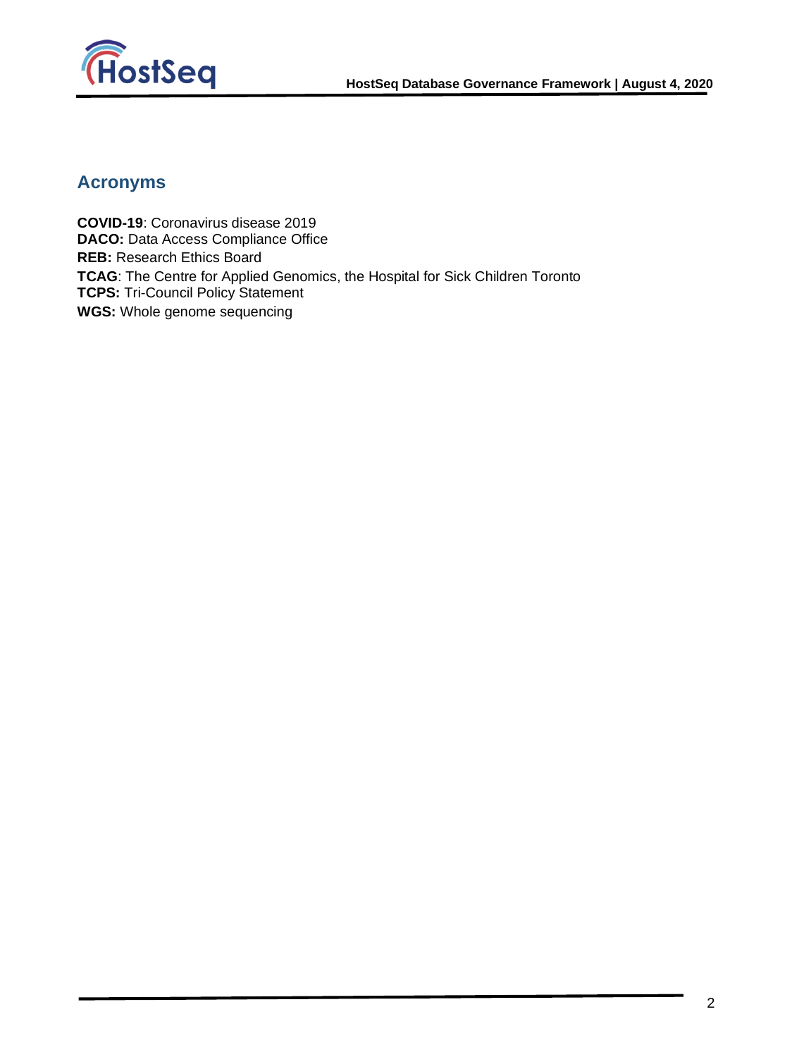## Acronyms

**COVID-19**: Coronavirus disease 2019  
**DACO:** Data Access Compliance Office  
**REB:** Research Ethics Board  
**TCAG**: The Centre for Applied Genomics, the Hospital for Sick Children Toronto  
**TCPS:** Tri-Council Policy Statement  
**WGS:** Whole genome sequencing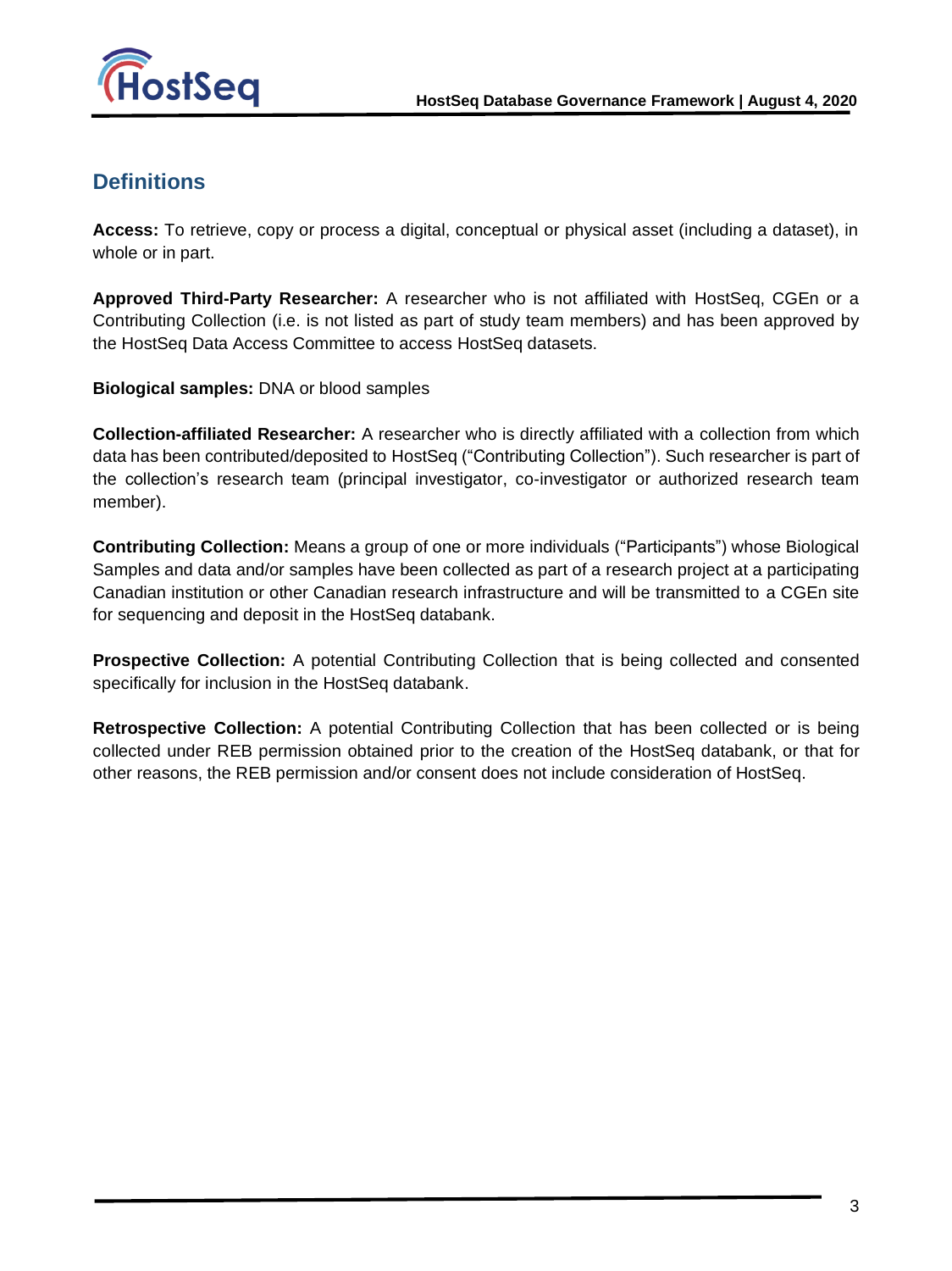## Definitions

**Access:** To retrieve, copy or process a digital, conceptual or physical asset (including a dataset), in whole or in part.

**Approved Third-Party Researcher:** A researcher who is not affiliated with HostSeq, CGEn or a Contributing Collection (i.e. is not listed as part of study team members) and has been approved by the HostSeq Data Access Committee to access HostSeq datasets.

**Biological samples:** DNA or blood samples

**Collection-affiliated Researcher:** A researcher who is directly affiliated with a collection from which data has been contributed/deposited to HostSeq ("Contributing Collection"). Such researcher is part of the collection's research team (principal investigator, co-investigator or authorized research team member).

**Contributing Collection:** Means a group of one or more individuals ("Participants") whose Biological Samples and data and/or samples have been collected as part of a research project at a participating Canadian institution or other Canadian research infrastructure and will be transmitted to a CGEn site for sequencing and deposit in the HostSeq databank.

**Prospective Collection:** A potential Contributing Collection that is being collected and consented specifically for inclusion in the HostSeq databank.

**Retrospective Collection:** A potential Contributing Collection that has been collected or is being collected under REB permission obtained prior to the creation of the HostSeq databank, or that for other reasons, the REB permission and/or consent does not include consideration of HostSeq.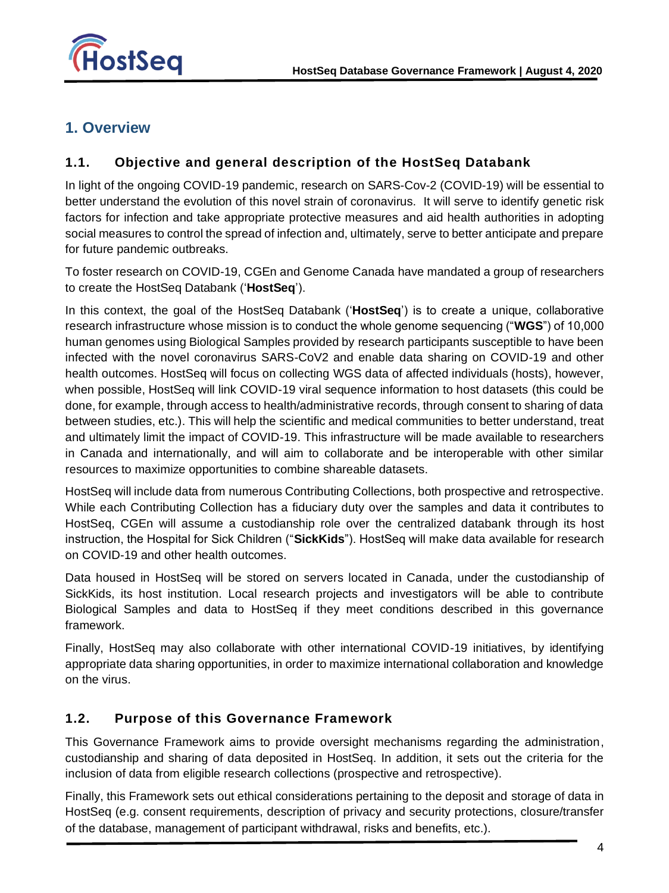# 1. Overview

## 1.1. Objective and general description of the HostSeq Databank

In light of the ongoing COVID-19 pandemic, research on SARS-Cov-2 (COVID-19) will be essential to better understand the evolution of this novel strain of coronavirus. It will serve to identify genetic risk factors for infection and take appropriate protective measures and aid health authorities in adopting social measures to control the spread of infection and, ultimately, serve to better anticipate and prepare for future pandemic outbreaks.

To foster research on COVID-19, CGEn and Genome Canada have mandated a group of researchers to create the HostSeq Databank ('**HostSeq**').

In this context, the goal of the HostSeq Databank ('**HostSeq**') is to create a unique, collaborative research infrastructure whose mission is to conduct the whole genome sequencing ("**WGS**") of 10,000 human genomes using Biological Samples provided by research participants susceptible to have been infected with the novel coronavirus SARS-CoV2 and enable data sharing on COVID-19 and other health outcomes. HostSeq will focus on collecting WGS data of affected individuals (hosts), however, when possible, HostSeq will link COVID-19 viral sequence information to host datasets (this could be done, for example, through access to health/administrative records, through consent to sharing of data between studies, etc.). This will help the scientific and medical communities to better understand, treat and ultimately limit the impact of COVID-19. This infrastructure will be made available to researchers in Canada and internationally, and will aim to collaborate and be interoperable with other similar resources to maximize opportunities to combine shareable datasets.

HostSeq will include data from numerous Contributing Collections, both prospective and retrospective. While each Contributing Collection has a fiduciary duty over the samples and data it contributes to HostSeq, CGEn will assume a custodianship role over the centralized databank through its host instruction, the Hospital for Sick Children ("**SickKids**"). HostSeq will make data available for research on COVID-19 and other health outcomes.

Data housed in HostSeq will be stored on servers located in Canada, under the custodianship of SickKids, its host institution. Local research projects and investigators will be able to contribute Biological Samples and data to HostSeq if they meet conditions described in this governance framework.

Finally, HostSeq may also collaborate with other international COVID-19 initiatives, by identifying appropriate data sharing opportunities, in order to maximize international collaboration and knowledge on the virus.

## 1.2. Purpose of this Governance Framework

This Governance Framework aims to provide oversight mechanisms regarding the administration, custodianship and sharing of data deposited in HostSeq. In addition, it sets out the criteria for the inclusion of data from eligible research collections (prospective and retrospective).

Finally, this Framework sets out ethical considerations pertaining to the deposit and storage of data in HostSeq (e.g. consent requirements, description of privacy and security protections, closure/transfer of the database, management of participant withdrawal, risks and benefits, etc.).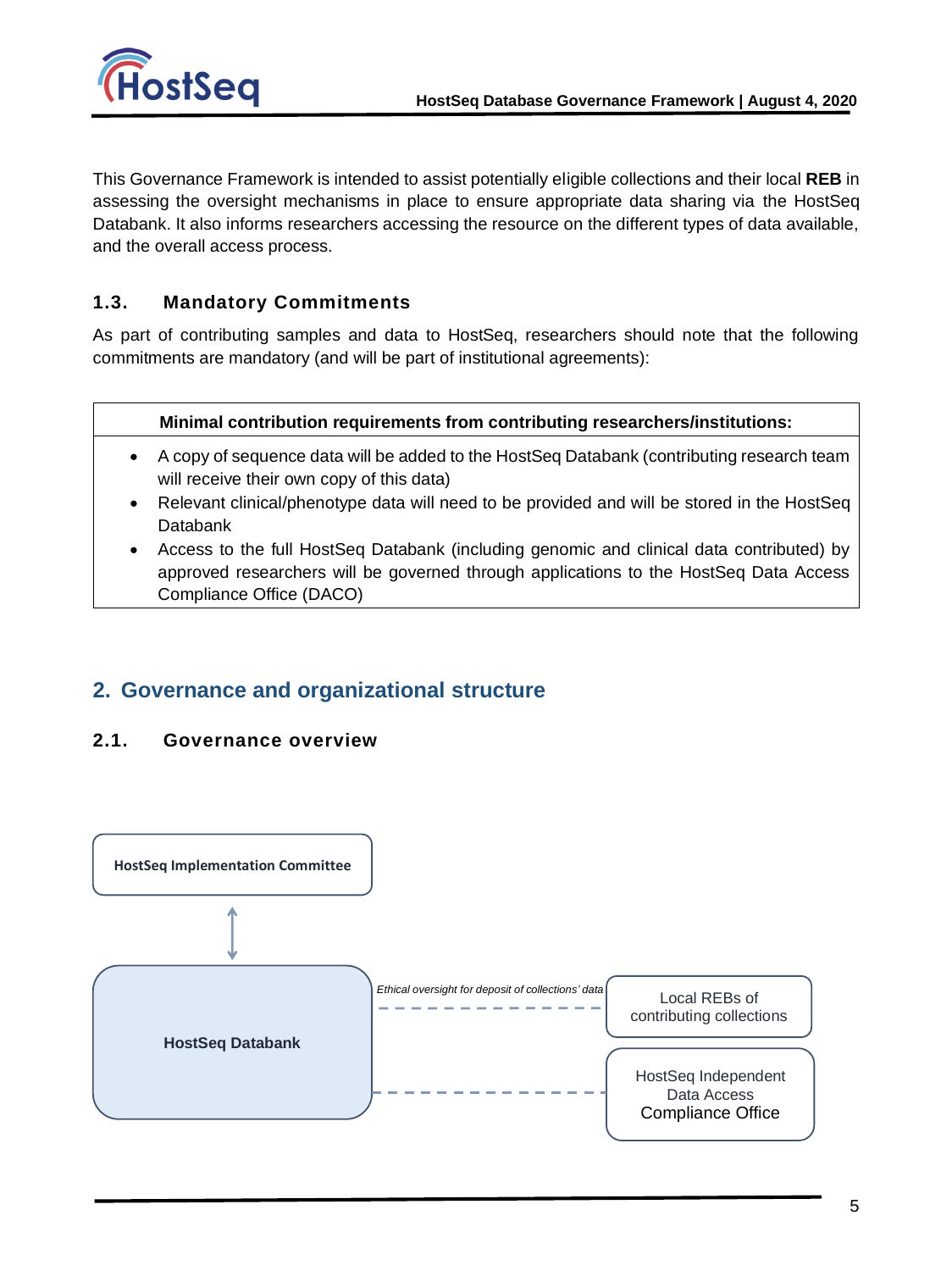This Governance Framework is intended to assist potentially eligible collections and their local **REB** in assessing the oversight mechanisms in place to ensure appropriate data sharing via the HostSeq Databank. It also informs researchers accessing the resource on the different types of data available, and the overall access process.

### 1.3. Mandatory Commitments

As part of contributing samples and data to HostSeq, researchers should note that the following commitments are mandatory (and will be part of institutional agreements):

| **Minimal contribution requirements from contributing researchers/institutions:** |
| --- |
| • A copy of sequence data will be added to the HostSeq Databank (contributing research team will receive their own copy of this data)<br>• Relevant clinical/phenotype data will need to be provided and will be stored in the HostSeq Databank<br>• Access to the full HostSeq Databank (including genomic and clinical data contributed) by approved researchers will be governed through applications to the HostSeq Data Access Compliance Office (DACO) |

## 2. Governance and organizational structure

### 2.1. Governance overview

HostSeq Implementation Committee

HostSeq Databank

*Ethical oversight for deposit of collections' data*

Local REBs of contributing collections

HostSeq Independent Data Access Compliance Office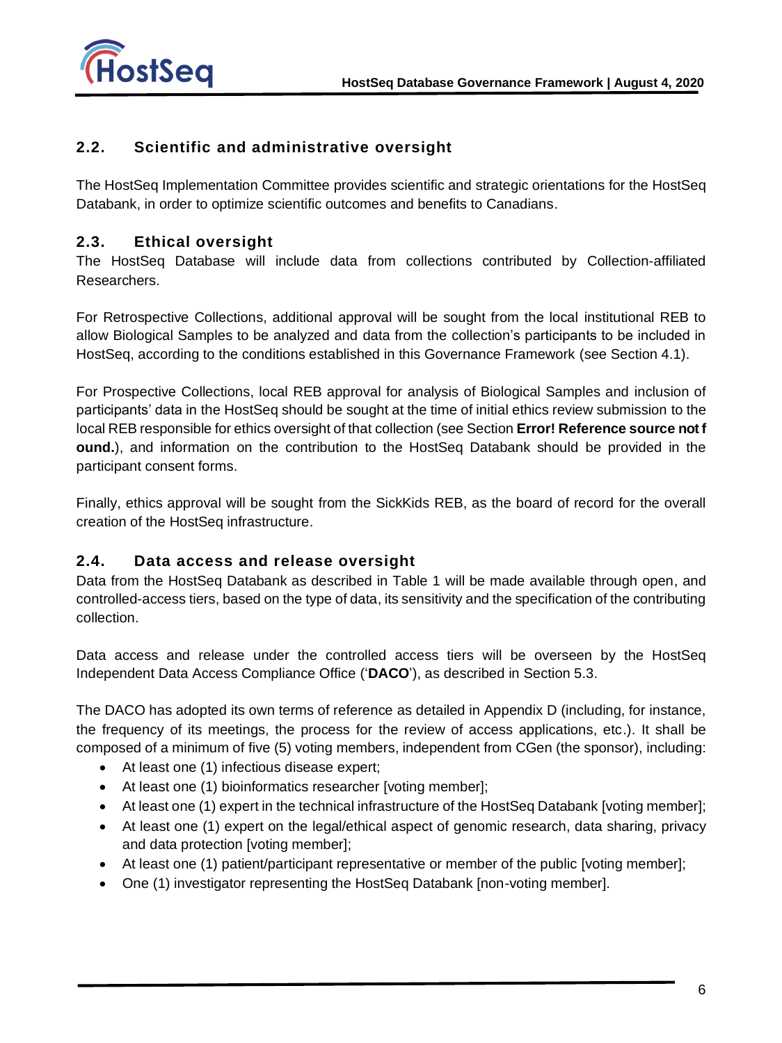## 2.2. Scientific and administrative oversight

The HostSeq Implementation Committee provides scientific and strategic orientations for the HostSeq Databank, in order to optimize scientific outcomes and benefits to Canadians.

## 2.3. Ethical oversight

The HostSeq Database will include data from collections contributed by Collection-affiliated Researchers.

For Retrospective Collections, additional approval will be sought from the local institutional REB to allow Biological Samples to be analyzed and data from the collection's participants to be included in HostSeq, according to the conditions established in this Governance Framework (see Section 4.1).

For Prospective Collections, local REB approval for analysis of Biological Samples and inclusion of participants' data in the HostSeq should be sought at the time of initial ethics review submission to the local REB responsible for ethics oversight of that collection (see Section **Error! Reference source not found.**), and information on the contribution to the HostSeq Databank should be provided in the participant consent forms.

Finally, ethics approval will be sought from the SickKids REB, as the board of record for the overall creation of the HostSeq infrastructure.

## 2.4. Data access and release oversight

Data from the HostSeq Databank as described in Table 1 will be made available through open, and controlled-access tiers, based on the type of data, its sensitivity and the specification of the contributing collection.

Data access and release under the controlled access tiers will be overseen by the HostSeq Independent Data Access Compliance Office ('**DACO**'), as described in Section 5.3.

The DACO has adopted its own terms of reference as detailed in Appendix D (including, for instance, the frequency of its meetings, the process for the review of access applications, etc.). It shall be composed of a minimum of five (5) voting members, independent from CGen (the sponsor), including:

- At least one (1) infectious disease expert;
- At least one (1) bioinformatics researcher [voting member];
- At least one (1) expert in the technical infrastructure of the HostSeq Databank [voting member];
- At least one (1) expert on the legal/ethical aspect of genomic research, data sharing, privacy and data protection [voting member];
- At least one (1) patient/participant representative or member of the public [voting member];
- One (1) investigator representing the HostSeq Databank [non-voting member].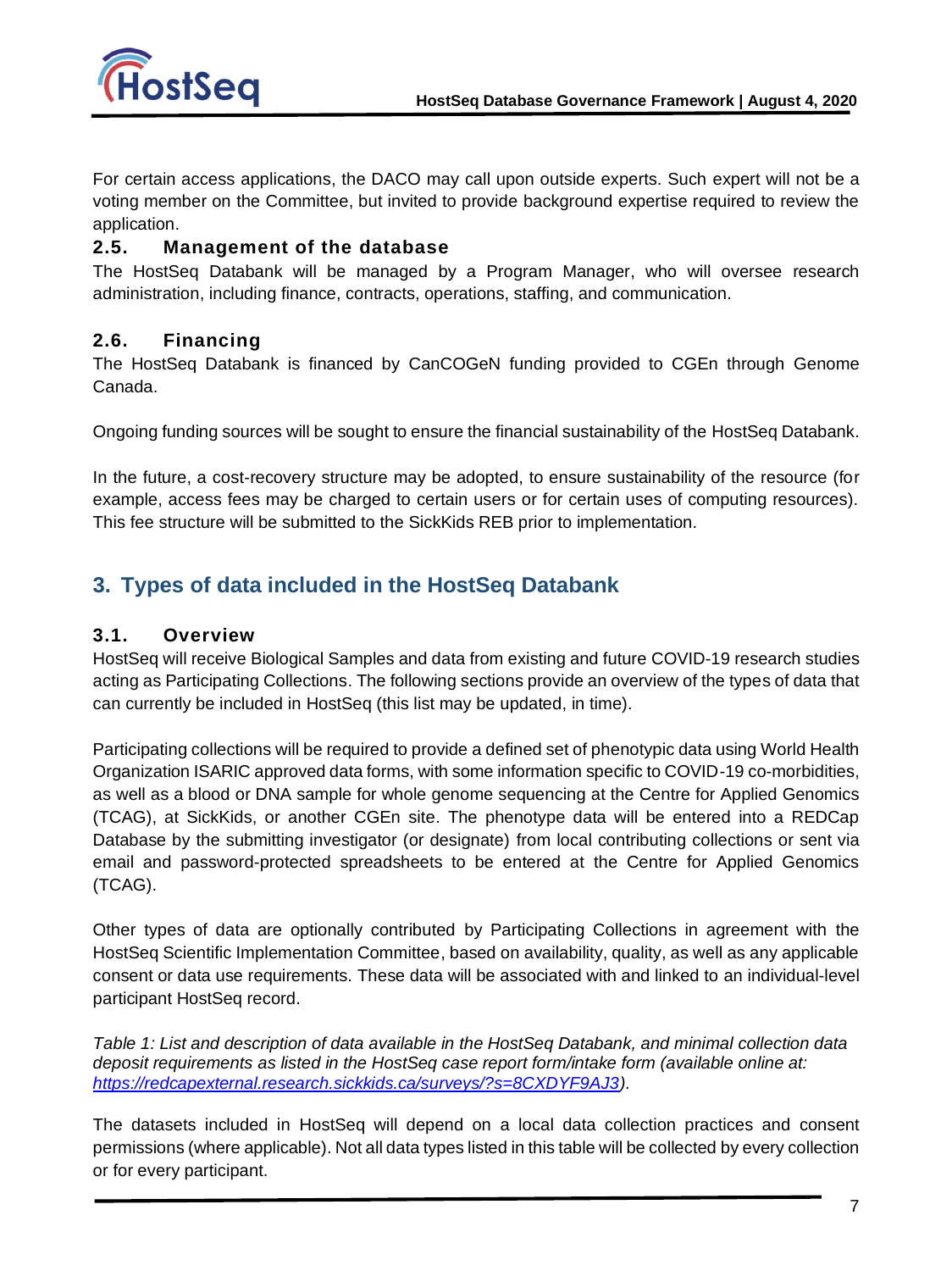For certain access applications, the DACO may call upon outside experts. Such expert will not be a voting member on the Committee, but invited to provide background expertise required to review the application.

### 2.5. Management of the database

The HostSeq Databank will be managed by a Program Manager, who will oversee research administration, including finance, contracts, operations, staffing, and communication.

### 2.6. Financing

The HostSeq Databank is financed by CanCOGeN funding provided to CGEn through Genome Canada.

Ongoing funding sources will be sought to ensure the financial sustainability of the HostSeq Databank.

In the future, a cost-recovery structure may be adopted, to ensure sustainability of the resource (for example, access fees may be charged to certain users or for certain uses of computing resources). This fee structure will be submitted to the SickKids REB prior to implementation.

## 3. Types of data included in the HostSeq Databank

### 3.1. Overview

HostSeq will receive Biological Samples and data from existing and future COVID-19 research studies acting as Participating Collections. The following sections provide an overview of the types of data that can currently be included in HostSeq (this list may be updated, in time).

Participating collections will be required to provide a defined set of phenotypic data using World Health Organization ISARIC approved data forms, with some information specific to COVID-19 co-morbidities, as well as a blood or DNA sample for whole genome sequencing at the Centre for Applied Genomics (TCAG), at SickKids, or another CGEn site. The phenotype data will be entered into a REDCap Database by the submitting investigator (or designate) from local contributing collections or sent via email and password-protected spreadsheets to be entered at the Centre for Applied Genomics (TCAG).

Other types of data are optionally contributed by Participating Collections in agreement with the HostSeq Scientific Implementation Committee, based on availability, quality, as well as any applicable consent or data use requirements. These data will be associated with and linked to an individual-level participant HostSeq record.

*Table 1: List and description of data available in the HostSeq Databank, and minimal collection data deposit requirements as listed in the HostSeq case report form/intake form (available online at: [https://redcapexternal.research.sickkids.ca/surveys/?s=8CXDYF9AJ3](https://redcapexternal.research.sickkids.ca/surveys/?s=8CXDYF9AJ3)).*

The datasets included in HostSeq will depend on a local data collection practices and consent permissions (where applicable). Not all data types listed in this table will be collected by every collection or for every participant.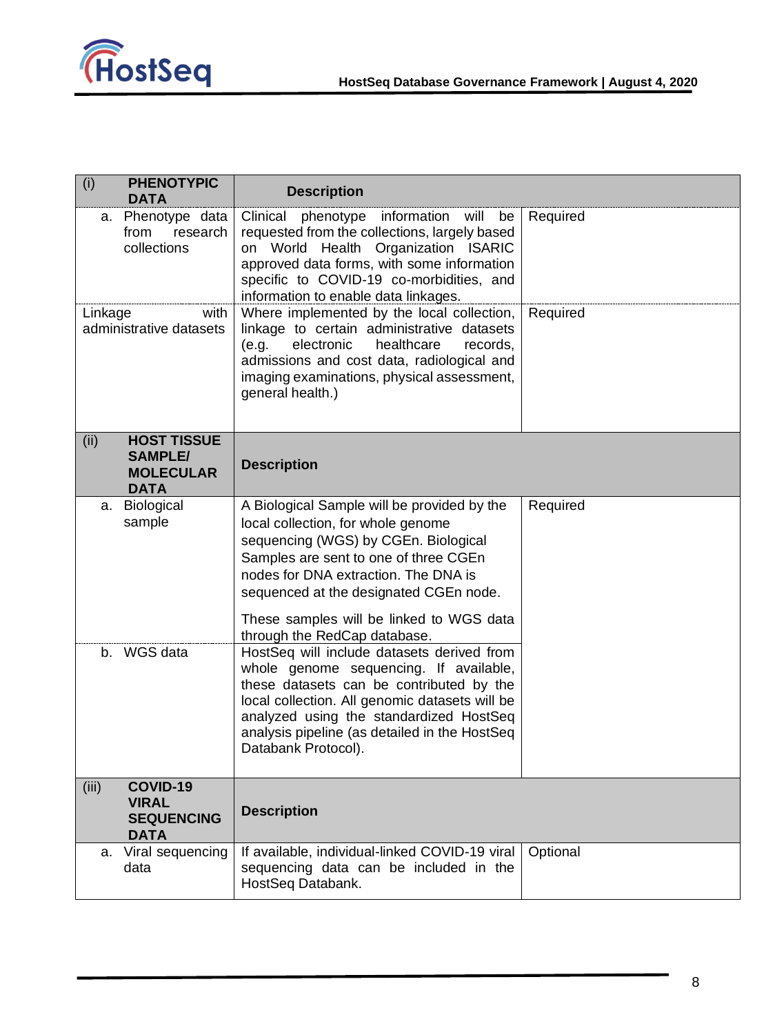| (i) **PHENOTYPIC DATA** | **Description** | |
|---|---|---|
| a. Phenotype data from research collections | Clinical phenotype information will be requested from the collections, largely based on World Health Organization ISARIC approved data forms, with some information specific to COVID-19 co-morbidities, and information to enable data linkages. | Required |
| Linkage with administrative datasets | Where implemented by the local collection, linkage to certain administrative datasets (e.g. electronic healthcare records, admissions and cost data, radiological and imaging examinations, physical assessment, general health.) | Required |
| (ii) **HOST TISSUE SAMPLE/ MOLECULAR DATA** | **Description** | |
| a. Biological sample | A Biological Sample will be provided by the local collection, for whole genome sequencing (WGS) by CGEn. Biological Samples are sent to one of three CGEn nodes for DNA extraction. The DNA is sequenced at the designated CGEn node. These samples will be linked to WGS data through the RedCap database. | Required |
| b. WGS data | HostSeq will include datasets derived from whole genome sequencing. If available, these datasets can be contributed by the local collection. All genomic datasets will be analyzed using the standardized HostSeq analysis pipeline (as detailed in the HostSeq Databank Protocol). | |
| (iii) **COVID-19 VIRAL SEQUENCING DATA** | **Description** | |
| a. Viral sequencing data | If available, individual-linked COVID-19 viral sequencing data can be included in the HostSeq Databank. | Optional |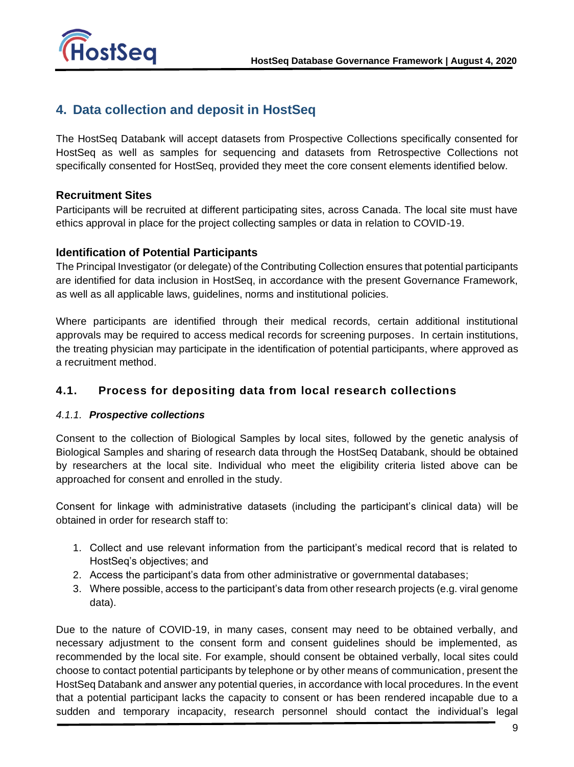## 4. Data collection and deposit in HostSeq

The HostSeq Databank will accept datasets from Prospective Collections specifically consented for HostSeq as well as samples for sequencing and datasets from Retrospective Collections not specifically consented for HostSeq, provided they meet the core consent elements identified below.

### Recruitment Sites

Participants will be recruited at different participating sites, across Canada. The local site must have ethics approval in place for the project collecting samples or data in relation to COVID-19.

### Identification of Potential Participants

The Principal Investigator (or delegate) of the Contributing Collection ensures that potential participants are identified for data inclusion in HostSeq, in accordance with the present Governance Framework, as well as all applicable laws, guidelines, norms and institutional policies.

Where participants are identified through their medical records, certain additional institutional approvals may be required to access medical records for screening purposes. In certain institutions, the treating physician may participate in the identification of potential participants, where approved as a recruitment method.

### 4.1. Process for depositing data from local research collections

#### *4.1.1. **Prospective collections***

Consent to the collection of Biological Samples by local sites, followed by the genetic analysis of Biological Samples and sharing of research data through the HostSeq Databank, should be obtained by researchers at the local site. Individual who meet the eligibility criteria listed above can be approached for consent and enrolled in the study.

Consent for linkage with administrative datasets (including the participant's clinical data) will be obtained in order for research staff to:

1. Collect and use relevant information from the participant's medical record that is related to HostSeq's objectives; and
2. Access the participant's data from other administrative or governmental databases;
3. Where possible, access to the participant's data from other research projects (e.g. viral genome data).

Due to the nature of COVID-19, in many cases, consent may need to be obtained verbally, and necessary adjustment to the consent form and consent guidelines should be implemented, as recommended by the local site. For example, should consent be obtained verbally, local sites could choose to contact potential participants by telephone or by other means of communication, present the HostSeq Databank and answer any potential queries, in accordance with local procedures. In the event that a potential participant lacks the capacity to consent or has been rendered incapable due to a sudden and temporary incapacity, research personnel should contact the individual's legal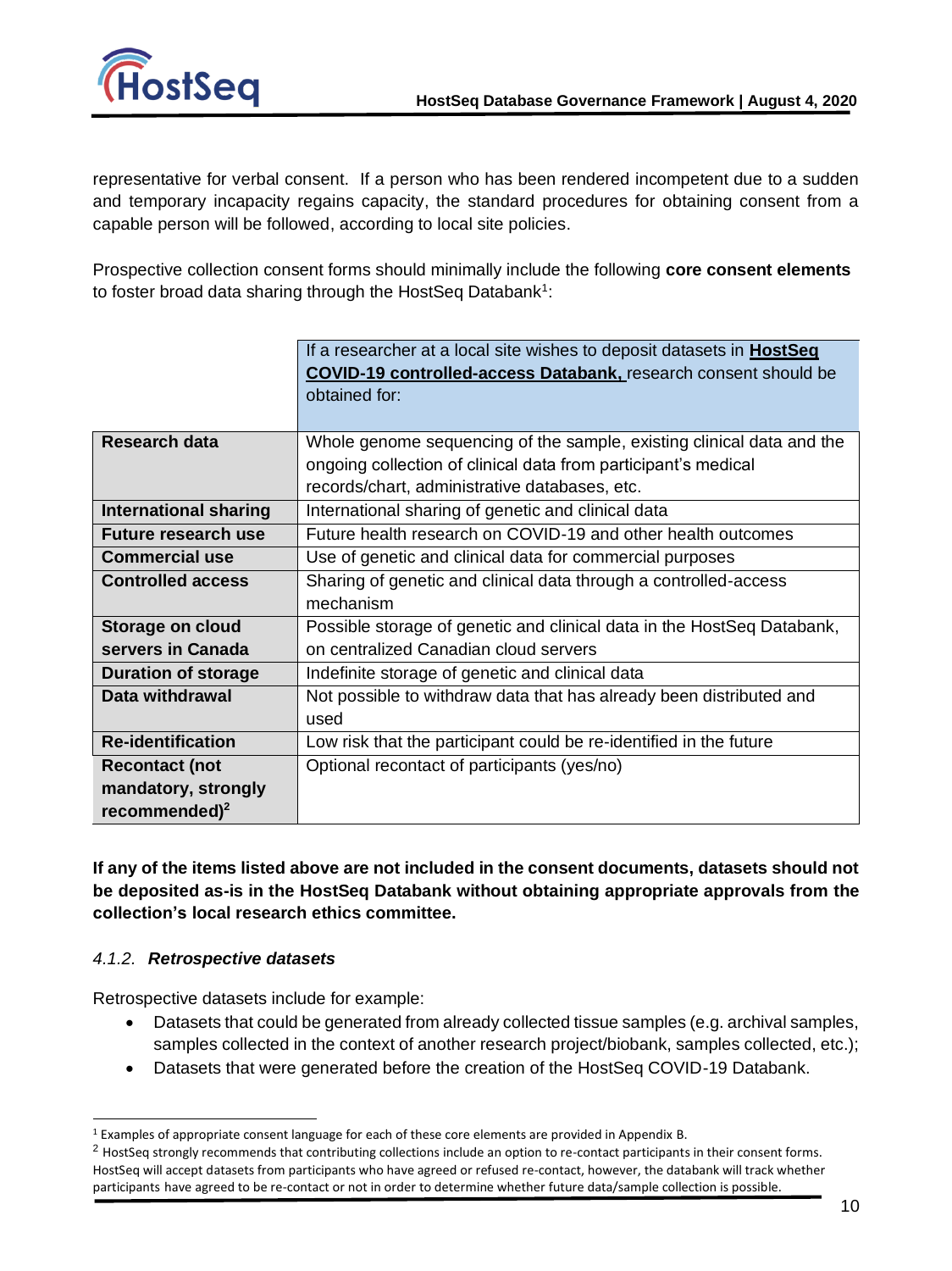representative for verbal consent. If a person who has been rendered incompetent due to a sudden and temporary incapacity regains capacity, the standard procedures for obtaining consent from a capable person will be followed, according to local site policies.

Prospective collection consent forms should minimally include the following **core consent elements** to foster broad data sharing through the HostSeq Databank[1]:

| | If a researcher at a local site wishes to deposit datasets in **HostSeq COVID-19 controlled-access Databank,** research consent should be obtained for: |
|---|---|
| **Research data** | Whole genome sequencing of the sample, existing clinical data and the ongoing collection of clinical data from participant's medical records/chart, administrative databases, etc. |
| **International sharing** | International sharing of genetic and clinical data |
| **Future research use** | Future health research on COVID-19 and other health outcomes |
| **Commercial use** | Use of genetic and clinical data for commercial purposes |
| **Controlled access** | Sharing of genetic and clinical data through a controlled-access mechanism |
| **Storage on cloud servers in Canada** | Possible storage of genetic and clinical data in the HostSeq Databank, on centralized Canadian cloud servers |
| **Duration of storage** | Indefinite storage of genetic and clinical data |
| **Data withdrawal** | Not possible to withdraw data that has already been distributed and used |
| **Re-identification** | Low risk that the participant could be re-identified in the future |
| **Recontact (not mandatory, strongly recommended)[2]** | Optional recontact of participants (yes/no) |

**If any of the items listed above are not included in the consent documents, datasets should not be deposited as-is in the HostSeq Databank without obtaining appropriate approvals from the collection's local research ethics committee.**

#### *4.1.2. **Retrospective datasets***

Retrospective datasets include for example:

- Datasets that could be generated from already collected tissue samples (e.g. archival samples, samples collected in the context of another research project/biobank, samples collected, etc.);
- Datasets that were generated before the creation of the HostSeq COVID-19 Databank.

---

[1] Examples of appropriate consent language for each of these core elements are provided in Appendix B.

[2] HostSeq strongly recommends that contributing collections include an option to re-contact participants in their consent forms. HostSeq will accept datasets from participants who have agreed or refused re-contact, however, the databank will track whether participants have agreed to be re-contact or not in order to determine whether future data/sample collection is possible.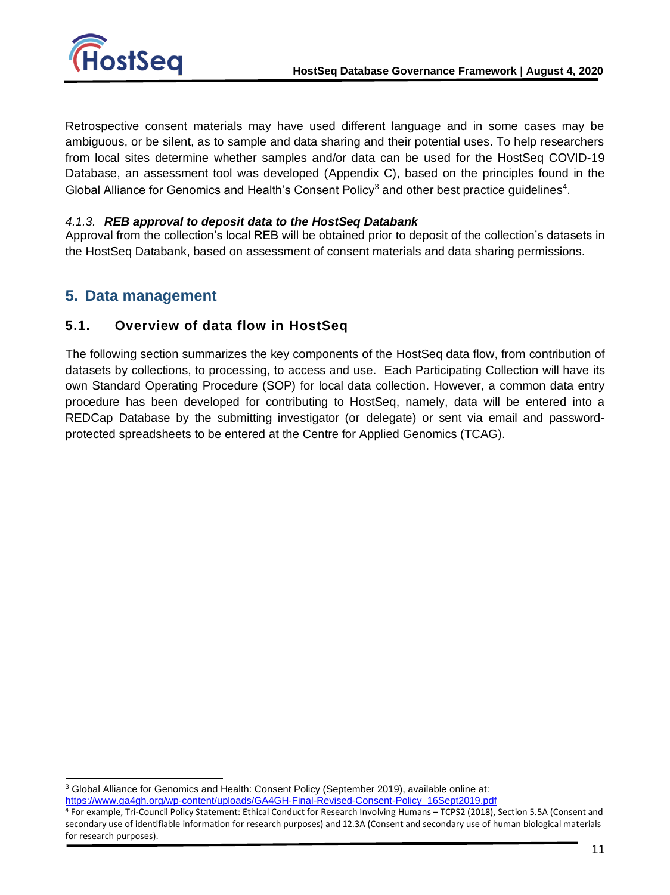Retrospective consent materials may have used different language and in some cases may be ambiguous, or be silent, as to sample and data sharing and their potential uses. To help researchers from local sites determine whether samples and/or data can be used for the HostSeq COVID-19 Database, an assessment tool was developed (Appendix C), based on the principles found in the Global Alliance for Genomics and Health's Consent Policy[3] and other best practice guidelines[4].

#### *4.1.3.* ***REB approval to deposit data to the HostSeq Databank***

Approval from the collection's local REB will be obtained prior to deposit of the collection's datasets in the HostSeq Databank, based on assessment of consent materials and data sharing permissions.

## 5. Data management

### 5.1. Overview of data flow in HostSeq

The following section summarizes the key components of the HostSeq data flow, from contribution of datasets by collections, to processing, to access and use. Each Participating Collection will have its own Standard Operating Procedure (SOP) for local data collection. However, a common data entry procedure has been developed for contributing to HostSeq, namely, data will be entered into a REDCap Database by the submitting investigator (or delegate) or sent via email and password-protected spreadsheets to be entered at the Centre for Applied Genomics (TCAG).

---

[3] Global Alliance for Genomics and Health: Consent Policy (September 2019), available online at: https://www.ga4gh.org/wp-content/uploads/GA4GH-Final-Revised-Consent-Policy_16Sept2019.pdf

[4] For example, Tri-Council Policy Statement: Ethical Conduct for Research Involving Humans – TCPS2 (2018), Section 5.5A (Consent and secondary use of identifiable information for research purposes) and 12.3A (Consent and secondary use of human biological materials for research purposes).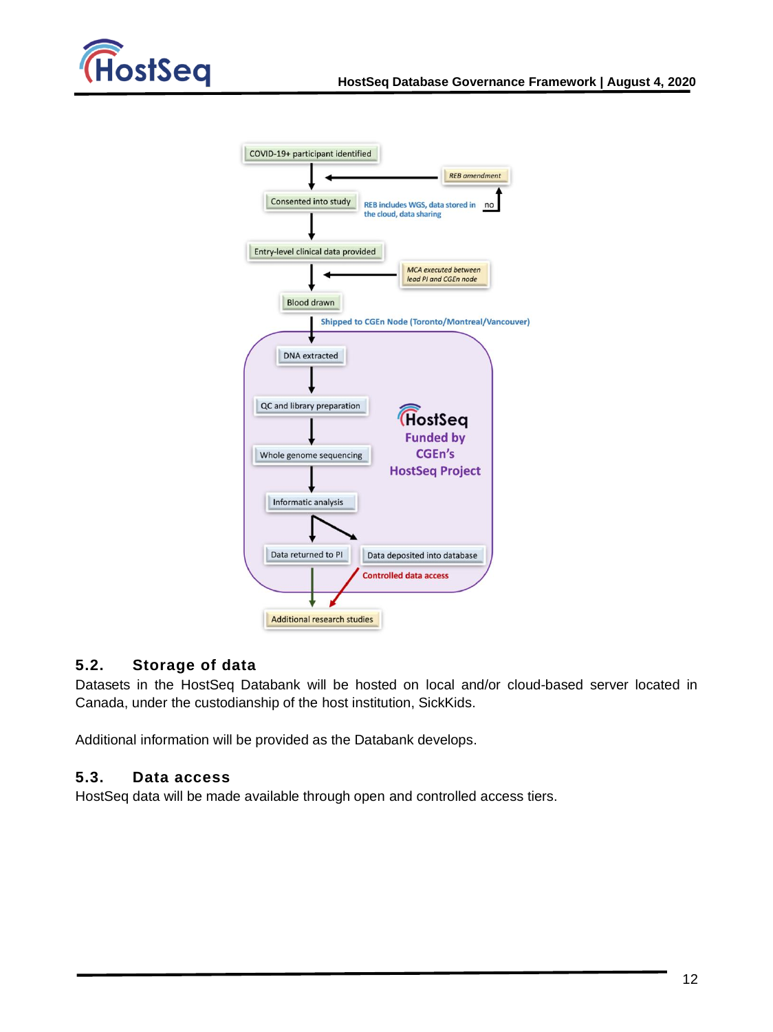COVID-19+ participant identified

REB amendment

Consented into study

REB includes WGS, data stored in the cloud, data sharing

no

Entry-level clinical data provided

MCA executed between lead PI and CGEn node

Blood drawn

Shipped to CGEn Node (Toronto/Montreal/Vancouver)

DNA extracted

QC and library preparation

HostSeq Funded by CGEn's HostSeq Project

Whole genome sequencing

Informatic analysis

Data returned to PI

Data deposited into database

Controlled data access

Additional research studies

## 5.2. Storage of data

Datasets in the HostSeq Databank will be hosted on local and/or cloud-based server located in Canada, under the custodianship of the host institution, SickKids.

Additional information will be provided as the Databank develops.

## 5.3. Data access

HostSeq data will be made available through open and controlled access tiers.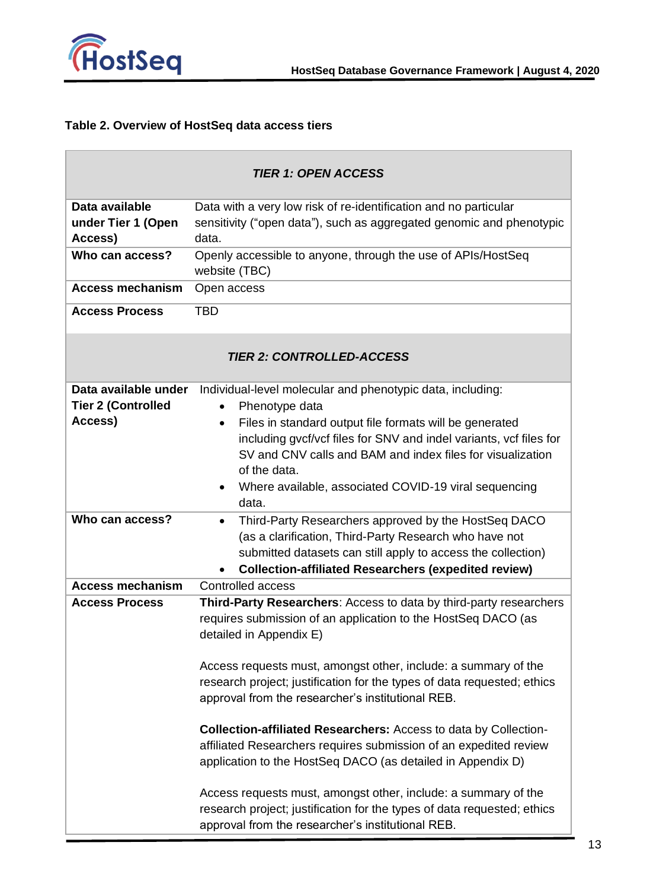**Table 2. Overview of HostSeq data access tiers**

| ***TIER 1: OPEN ACCESS*** | |
|---|---|
| **Data available under Tier 1 (Open Access)** | Data with a very low risk of re-identification and no particular sensitivity ("open data"), such as aggregated genomic and phenotypic data. |
| **Who can access?** | Openly accessible to anyone, through the use of APIs/HostSeq website (TBC) |
| **Access mechanism** | Open access |
| **Access Process** | TBD |
| ***TIER 2: CONTROLLED-ACCESS*** | |
| **Data available under Tier 2 (Controlled Access)** | Individual-level molecular and phenotypic data, including:<br>• Phenotype data<br>• Files in standard output file formats will be generated including gvcf/vcf files for SNV and indel variants, vcf files for SV and CNV calls and BAM and index files for visualization of the data.<br>• Where available, associated COVID-19 viral sequencing data. |
| **Who can access?** | • Third-Party Researchers approved by the HostSeq DACO (as a clarification, Third-Party Research who have not submitted datasets can still apply to access the collection)<br>• **Collection-affiliated Researchers (expedited review)** |
| **Access mechanism** | Controlled access |
| **Access Process** | **Third-Party Researchers**: Access to data by third-party researchers requires submission of an application to the HostSeq DACO (as detailed in Appendix E)<br><br>Access requests must, amongst other, include: a summary of the research project; justification for the types of data requested; ethics approval from the researcher's institutional REB.<br><br>**Collection-affiliated Researchers:** Access to data by Collection-affiliated Researchers requires submission of an expedited review application to the HostSeq DACO (as detailed in Appendix D)<br><br>Access requests must, amongst other, include: a summary of the research project; justification for the types of data requested; ethics approval from the researcher's institutional REB. |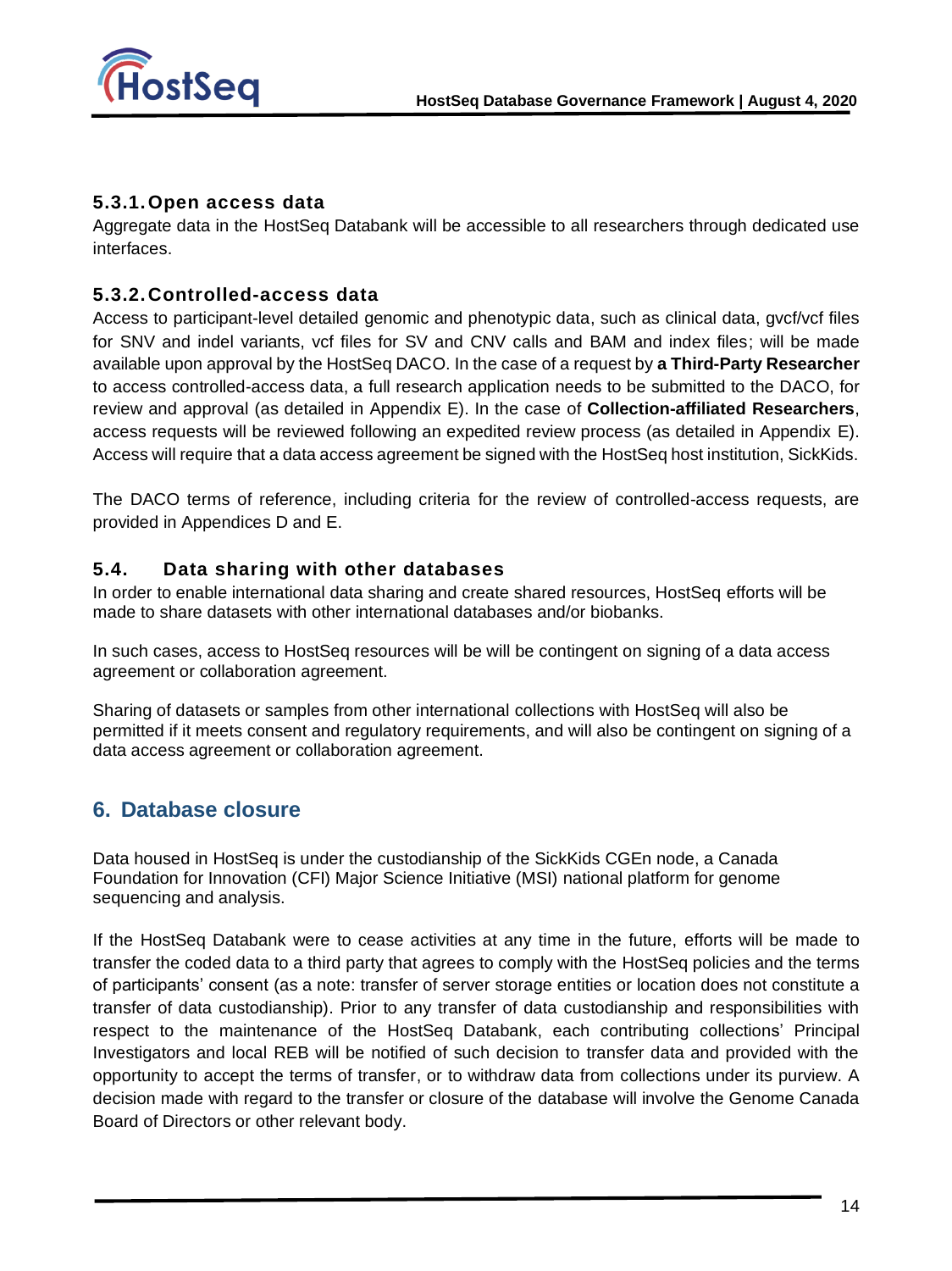#### 5.3.1. Open access data

Aggregate data in the HostSeq Databank will be accessible to all researchers through dedicated use interfaces.

#### 5.3.2. Controlled-access data

Access to participant-level detailed genomic and phenotypic data, such as clinical data, gvcf/vcf files for SNV and indel variants, vcf files for SV and CNV calls and BAM and index files; will be made available upon approval by the HostSeq DACO. In the case of a request by **a Third-Party Researcher** to access controlled-access data, a full research application needs to be submitted to the DACO, for review and approval (as detailed in Appendix E). In the case of **Collection-affiliated Researchers**, access requests will be reviewed following an expedited review process (as detailed in Appendix E). Access will require that a data access agreement be signed with the HostSeq host institution, SickKids.

The DACO terms of reference, including criteria for the review of controlled-access requests, are provided in Appendices D and E.

### 5.4. Data sharing with other databases

In order to enable international data sharing and create shared resources, HostSeq efforts will be made to share datasets with other international databases and/or biobanks.

In such cases, access to HostSeq resources will be will be contingent on signing of a data access agreement or collaboration agreement.

Sharing of datasets or samples from other international collections with HostSeq will also be permitted if it meets consent and regulatory requirements, and will also be contingent on signing of a data access agreement or collaboration agreement.

## 6. Database closure

Data housed in HostSeq is under the custodianship of the SickKids CGEn node, a Canada Foundation for Innovation (CFI) Major Science Initiative (MSI) national platform for genome sequencing and analysis.

If the HostSeq Databank were to cease activities at any time in the future, efforts will be made to transfer the coded data to a third party that agrees to comply with the HostSeq policies and the terms of participants' consent (as a note: transfer of server storage entities or location does not constitute a transfer of data custodianship). Prior to any transfer of data custodianship and responsibilities with respect to the maintenance of the HostSeq Databank, each contributing collections' Principal Investigators and local REB will be notified of such decision to transfer data and provided with the opportunity to accept the terms of transfer, or to withdraw data from collections under its purview. A decision made with regard to the transfer or closure of the database will involve the Genome Canada Board of Directors or other relevant body.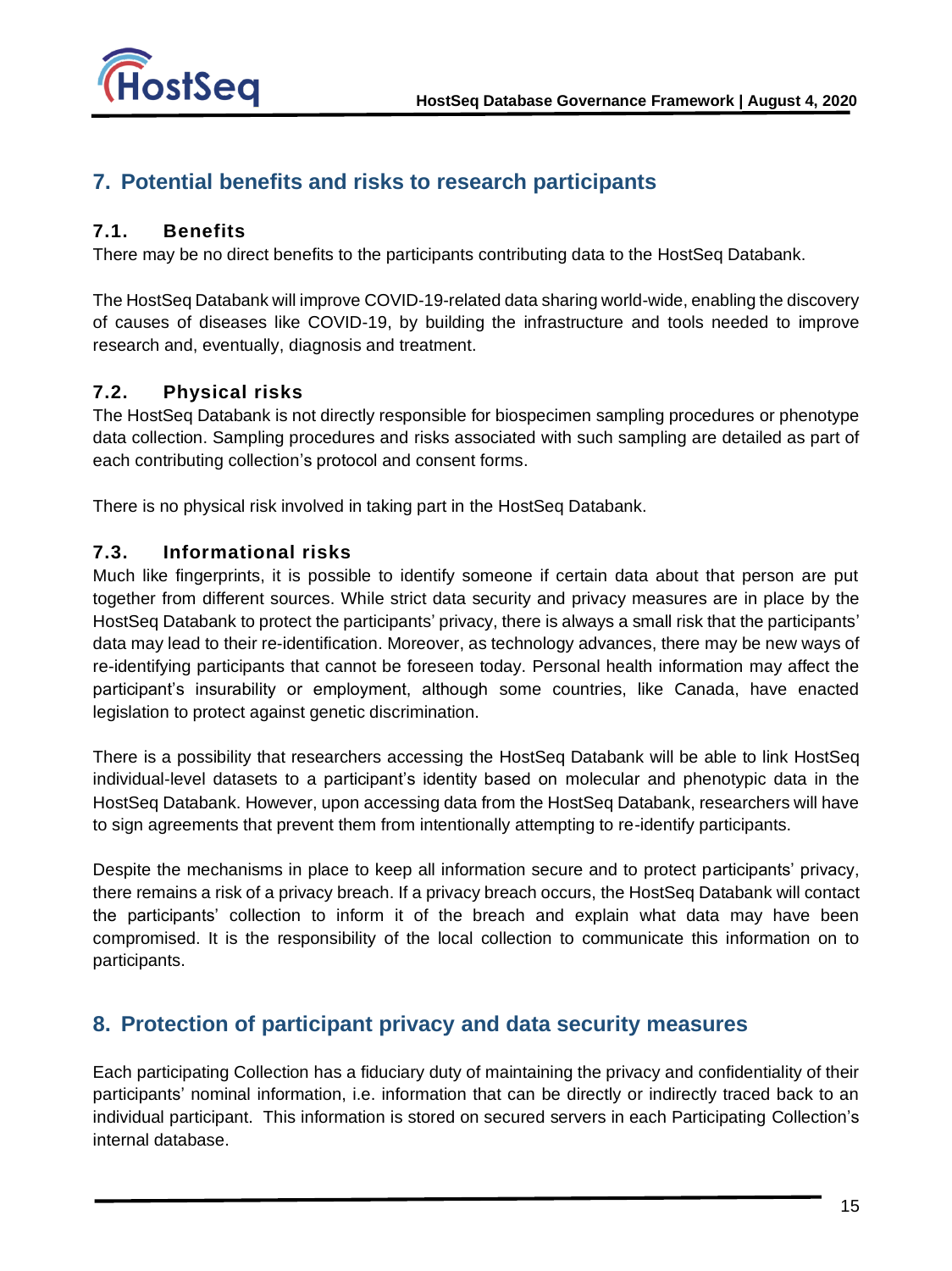## 7. Potential benefits and risks to research participants

### 7.1. Benefits

There may be no direct benefits to the participants contributing data to the HostSeq Databank.

The HostSeq Databank will improve COVID-19-related data sharing world-wide, enabling the discovery of causes of diseases like COVID-19, by building the infrastructure and tools needed to improve research and, eventually, diagnosis and treatment.

### 7.2. Physical risks

The HostSeq Databank is not directly responsible for biospecimen sampling procedures or phenotype data collection. Sampling procedures and risks associated with such sampling are detailed as part of each contributing collection's protocol and consent forms.

There is no physical risk involved in taking part in the HostSeq Databank.

### 7.3. Informational risks

Much like fingerprints, it is possible to identify someone if certain data about that person are put together from different sources. While strict data security and privacy measures are in place by the HostSeq Databank to protect the participants' privacy, there is always a small risk that the participants' data may lead to their re-identification. Moreover, as technology advances, there may be new ways of re-identifying participants that cannot be foreseen today. Personal health information may affect the participant's insurability or employment, although some countries, like Canada, have enacted legislation to protect against genetic discrimination.

There is a possibility that researchers accessing the HostSeq Databank will be able to link HostSeq individual-level datasets to a participant's identity based on molecular and phenotypic data in the HostSeq Databank. However, upon accessing data from the HostSeq Databank, researchers will have to sign agreements that prevent them from intentionally attempting to re-identify participants.

Despite the mechanisms in place to keep all information secure and to protect participants' privacy, there remains a risk of a privacy breach. If a privacy breach occurs, the HostSeq Databank will contact the participants' collection to inform it of the breach and explain what data may have been compromised. It is the responsibility of the local collection to communicate this information on to participants.

## 8. Protection of participant privacy and data security measures

Each participating Collection has a fiduciary duty of maintaining the privacy and confidentiality of their participants' nominal information, i.e. information that can be directly or indirectly traced back to an individual participant. This information is stored on secured servers in each Participating Collection's internal database.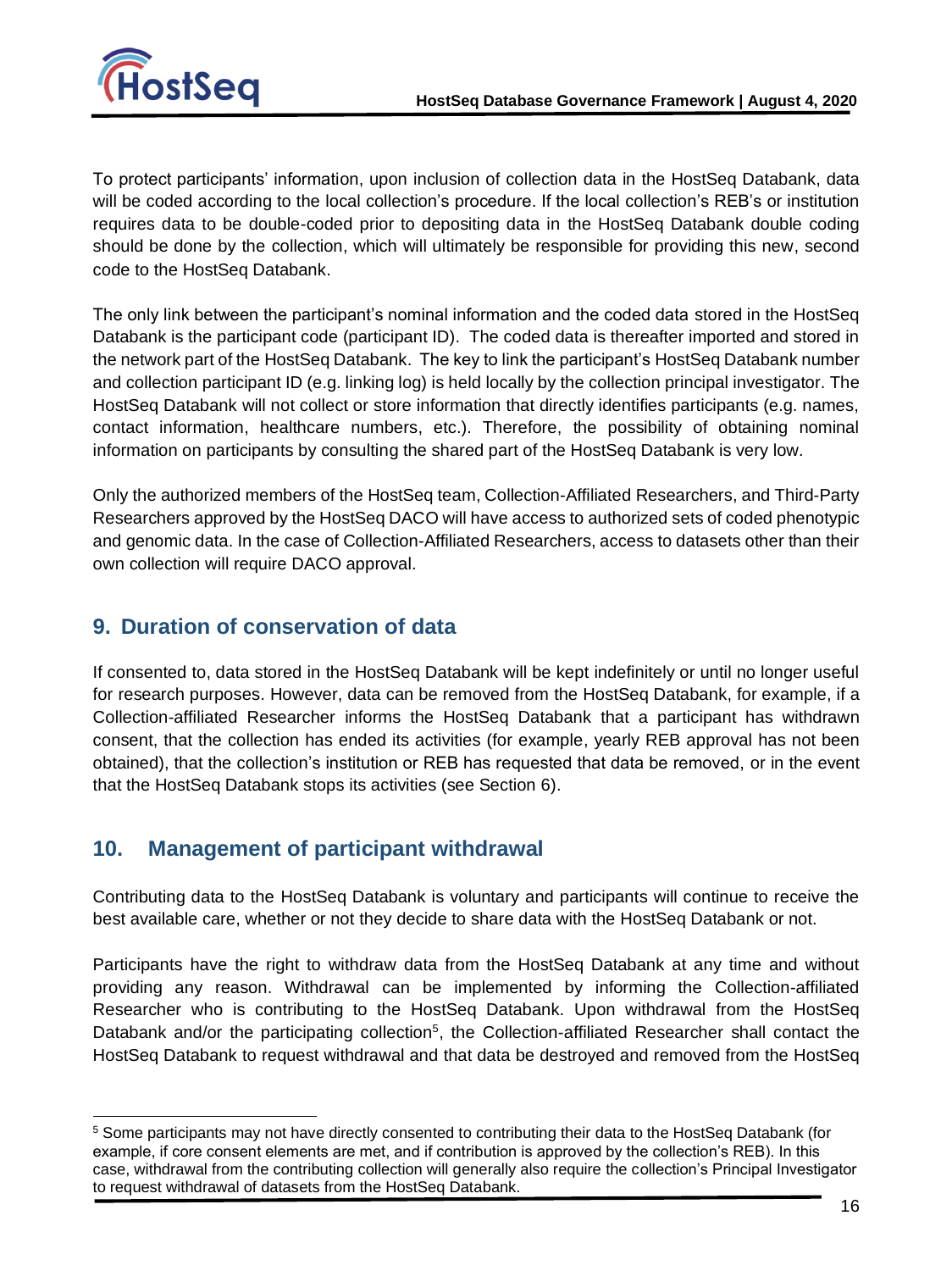To protect participants' information, upon inclusion of collection data in the HostSeq Databank, data will be coded according to the local collection's procedure. If the local collection's REB's or institution requires data to be double-coded prior to depositing data in the HostSeq Databank double coding should be done by the collection, which will ultimately be responsible for providing this new, second code to the HostSeq Databank.

The only link between the participant's nominal information and the coded data stored in the HostSeq Databank is the participant code (participant ID). The coded data is thereafter imported and stored in the network part of the HostSeq Databank. The key to link the participant's HostSeq Databank number and collection participant ID (e.g. linking log) is held locally by the collection principal investigator. The HostSeq Databank will not collect or store information that directly identifies participants (e.g. names, contact information, healthcare numbers, etc.). Therefore, the possibility of obtaining nominal information on participants by consulting the shared part of the HostSeq Databank is very low.

Only the authorized members of the HostSeq team, Collection-Affiliated Researchers, and Third-Party Researchers approved by the HostSeq DACO will have access to authorized sets of coded phenotypic and genomic data. In the case of Collection-Affiliated Researchers, access to datasets other than their own collection will require DACO approval.

## 9. Duration of conservation of data

If consented to, data stored in the HostSeq Databank will be kept indefinitely or until no longer useful for research purposes. However, data can be removed from the HostSeq Databank, for example, if a Collection-affiliated Researcher informs the HostSeq Databank that a participant has withdrawn consent, that the collection has ended its activities (for example, yearly REB approval has not been obtained), that the collection's institution or REB has requested that data be removed, or in the event that the HostSeq Databank stops its activities (see Section 6).

## 10. Management of participant withdrawal

Contributing data to the HostSeq Databank is voluntary and participants will continue to receive the best available care, whether or not they decide to share data with the HostSeq Databank or not.

Participants have the right to withdraw data from the HostSeq Databank at any time and without providing any reason. Withdrawal can be implemented by informing the Collection-affiliated Researcher who is contributing to the HostSeq Databank. Upon withdrawal from the HostSeq Databank and/or the participating collection[5], the Collection-affiliated Researcher shall contact the HostSeq Databank to request withdrawal and that data be destroyed and removed from the HostSeq

[5] Some participants may not have directly consented to contributing their data to the HostSeq Databank (for example, if core consent elements are met, and if contribution is approved by the collection's REB). In this case, withdrawal from the contributing collection will generally also require the collection's Principal Investigator to request withdrawal of datasets from the HostSeq Databank.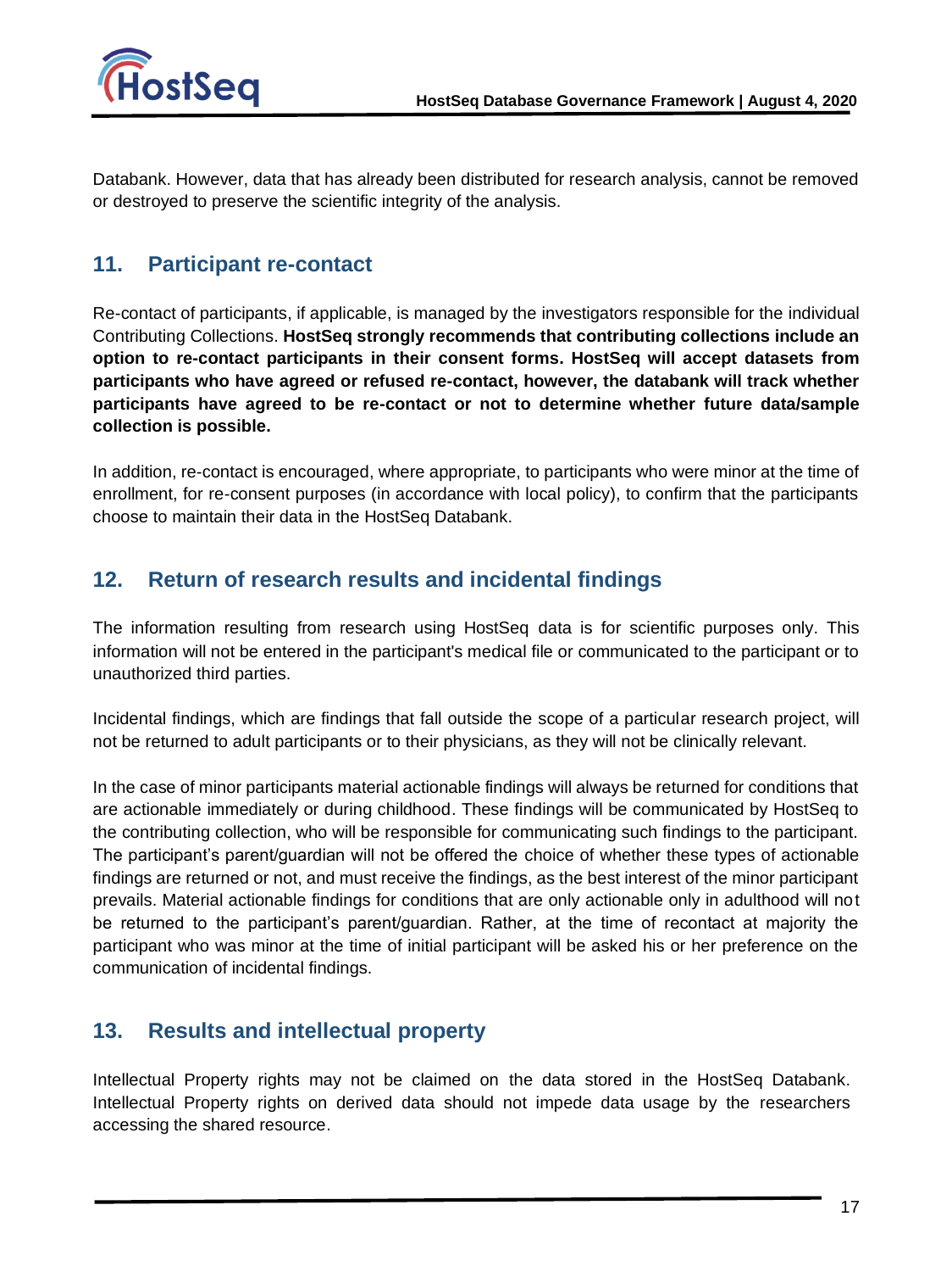Databank. However, data that has already been distributed for research analysis, cannot be removed or destroyed to preserve the scientific integrity of the analysis.

## 11. Participant re-contact

Re-contact of participants, if applicable, is managed by the investigators responsible for the individual Contributing Collections. **HostSeq strongly recommends that contributing collections include an option to re-contact participants in their consent forms. HostSeq will accept datasets from participants who have agreed or refused re-contact, however, the databank will track whether participants have agreed to be re-contact or not to determine whether future data/sample collection is possible.**

In addition, re-contact is encouraged, where appropriate, to participants who were minor at the time of enrollment, for re-consent purposes (in accordance with local policy), to confirm that the participants choose to maintain their data in the HostSeq Databank.

## 12. Return of research results and incidental findings

The information resulting from research using HostSeq data is for scientific purposes only. This information will not be entered in the participant's medical file or communicated to the participant or to unauthorized third parties.

Incidental findings, which are findings that fall outside the scope of a particular research project, will not be returned to adult participants or to their physicians, as they will not be clinically relevant.

In the case of minor participants material actionable findings will always be returned for conditions that are actionable immediately or during childhood. These findings will be communicated by HostSeq to the contributing collection, who will be responsible for communicating such findings to the participant. The participant's parent/guardian will not be offered the choice of whether these types of actionable findings are returned or not, and must receive the findings, as the best interest of the minor participant prevails. Material actionable findings for conditions that are only actionable only in adulthood will not be returned to the participant's parent/guardian. Rather, at the time of recontact at majority the participant who was minor at the time of initial participant will be asked his or her preference on the communication of incidental findings.

## 13. Results and intellectual property

Intellectual Property rights may not be claimed on the data stored in the HostSeq Databank. Intellectual Property rights on derived data should not impede data usage by the researchers accessing the shared resource.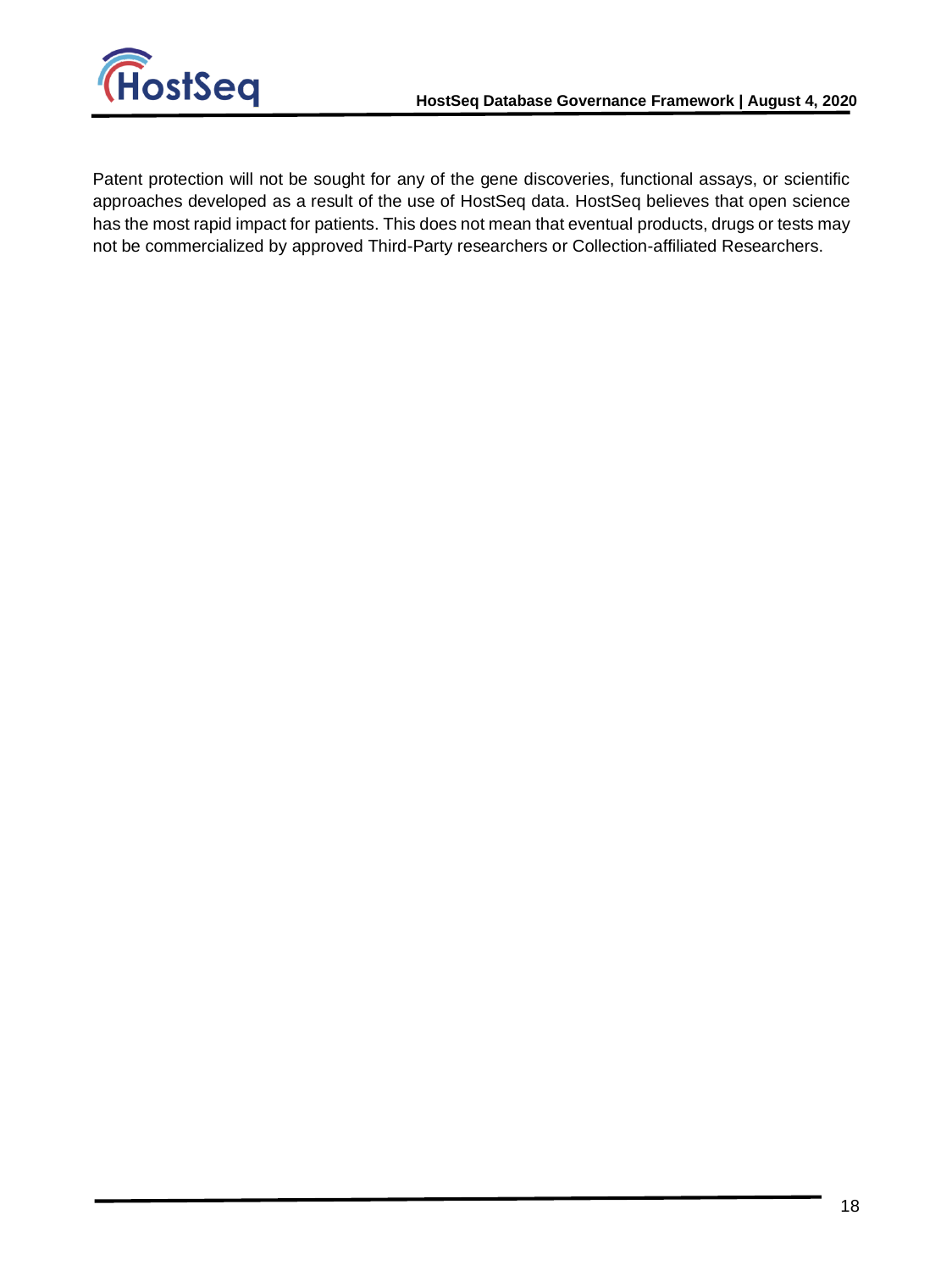Patent protection will not be sought for any of the gene discoveries, functional assays, or scientific approaches developed as a result of the use of HostSeq data. HostSeq believes that open science has the most rapid impact for patients. This does not mean that eventual products, drugs or tests may not be commercialized by approved Third-Party researchers or Collection-affiliated Researchers.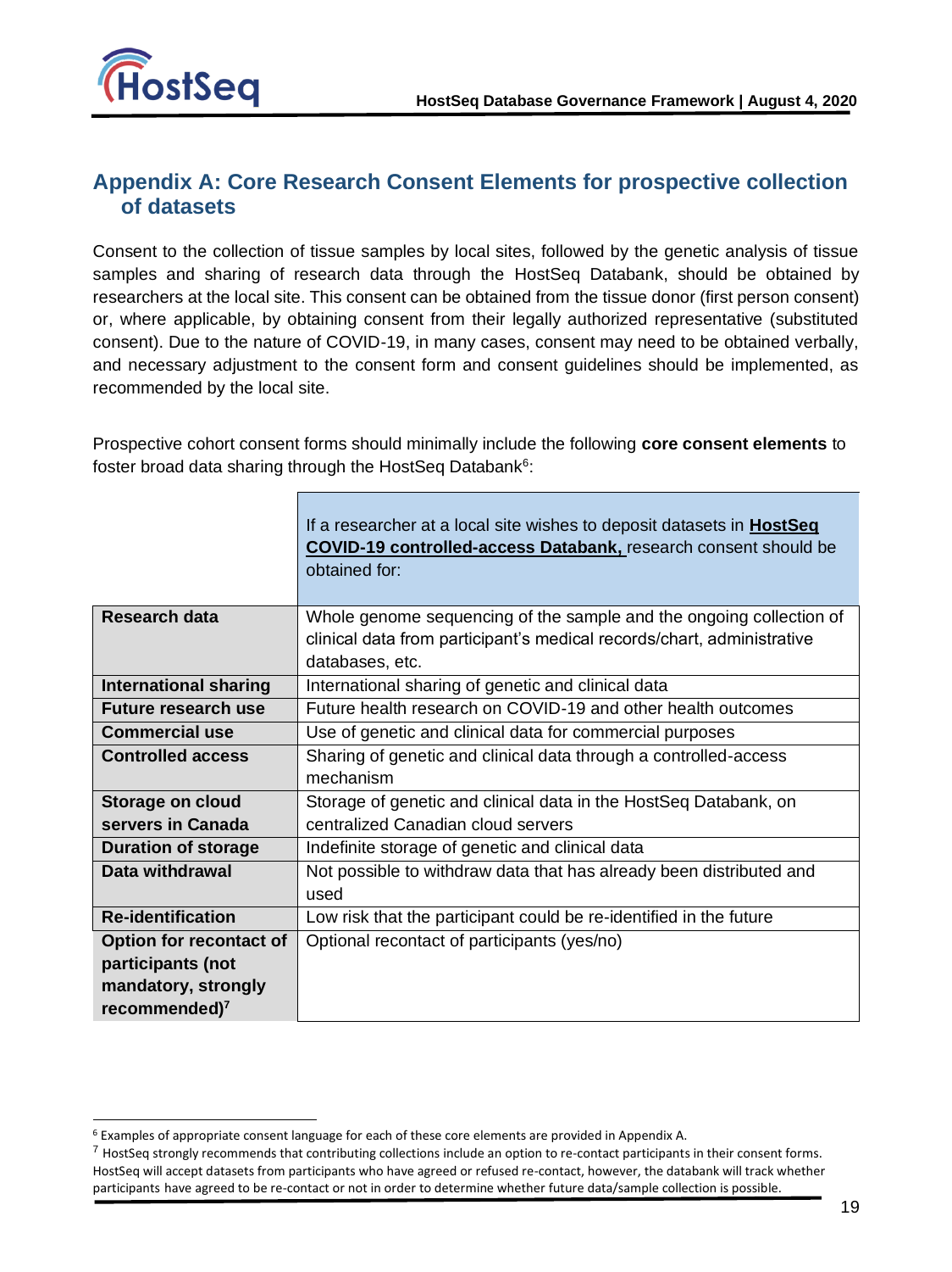## Appendix A: Core Research Consent Elements for prospective collection of datasets

Consent to the collection of tissue samples by local sites, followed by the genetic analysis of tissue samples and sharing of research data through the HostSeq Databank, should be obtained by researchers at the local site. This consent can be obtained from the tissue donor (first person consent) or, where applicable, by obtaining consent from their legally authorized representative (substituted consent). Due to the nature of COVID-19, in many cases, consent may need to be obtained verbally, and necessary adjustment to the consent form and consent guidelines should be implemented, as recommended by the local site.

Prospective cohort consent forms should minimally include the following **core consent elements** to foster broad data sharing through the HostSeq Databank[6]:

| | If a researcher at a local site wishes to deposit datasets in **HostSeq COVID-19 controlled-access Databank,** research consent should be obtained for: |
|---|---|
| **Research data** | Whole genome sequencing of the sample and the ongoing collection of clinical data from participant's medical records/chart, administrative databases, etc. |
| **International sharing** | International sharing of genetic and clinical data |
| **Future research use** | Future health research on COVID-19 and other health outcomes |
| **Commercial use** | Use of genetic and clinical data for commercial purposes |
| **Controlled access** | Sharing of genetic and clinical data through a controlled-access mechanism |
| **Storage on cloud servers in Canada** | Storage of genetic and clinical data in the HostSeq Databank, on centralized Canadian cloud servers |
| **Duration of storage** | Indefinite storage of genetic and clinical data |
| **Data withdrawal** | Not possible to withdraw data that has already been distributed and used |
| **Re-identification** | Low risk that the participant could be re-identified in the future |
| **Option for recontact of participants (not mandatory, strongly recommended)[7]** | Optional recontact of participants (yes/no) |

[6] Examples of appropriate consent language for each of these core elements are provided in Appendix A.

[7] HostSeq strongly recommends that contributing collections include an option to re-contact participants in their consent forms. HostSeq will accept datasets from participants who have agreed or refused re-contact, however, the databank will track whether participants have agreed to be re-contact or not in order to determine whether future data/sample collection is possible.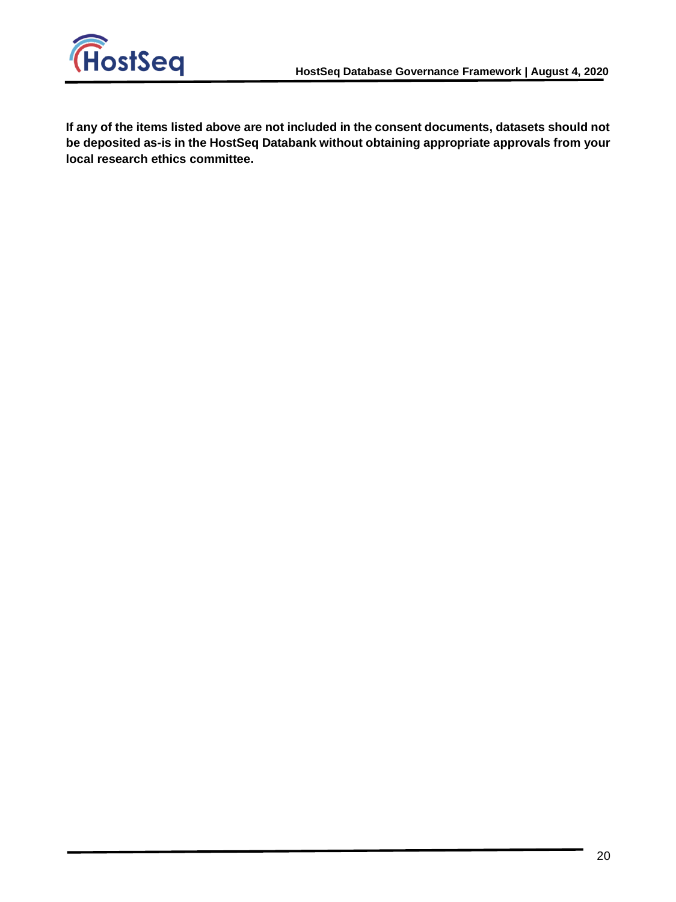**If any of the items listed above are not included in the consent documents, datasets should not be deposited as-is in the HostSeq Databank without obtaining appropriate approvals from your local research ethics committee.**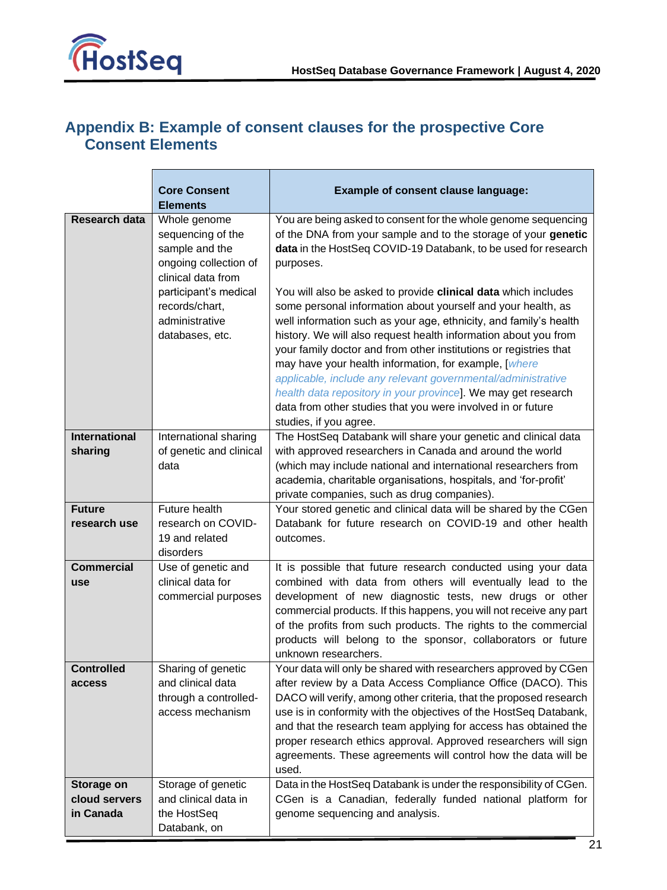## Appendix B: Example of consent clauses for the prospective Core Consent Elements

| | Core Consent Elements | Example of consent clause language: |
|---|---|---|
| **Research data** | Whole genome sequencing of the sample and the ongoing collection of clinical data from participant's medical records/chart, administrative databases, etc. | You are being asked to consent for the whole genome sequencing of the DNA from your sample and to the storage of your **genetic data** in the HostSeq COVID-19 Databank, to be used for research purposes.<br><br>You will also be asked to provide **clinical data** which includes some personal information about yourself and your health, as well information such as your age, ethnicity, and family's health history. We will also request health information about you from your family doctor and from other institutions or registries that may have your health information, for example, [*where applicable, include any relevant governmental/administrative health data repository in your province*]. We may get research data from other studies that you were involved in or future studies, if you agree. |
| **International sharing** | International sharing of genetic and clinical data | The HostSeq Databank will share your genetic and clinical data with approved researchers in Canada and around the world (which may include national and international researchers from academia, charitable organisations, hospitals, and 'for-profit' private companies, such as drug companies). |
| **Future research use** | Future health research on COVID-19 and related disorders | Your stored genetic and clinical data will be shared by the CGen Databank for future research on COVID-19 and other health outcomes. |
| **Commercial use** | Use of genetic and clinical data for commercial purposes | It is possible that future research conducted using your data combined with data from others will eventually lead to the development of new diagnostic tests, new drugs or other commercial products. If this happens, you will not receive any part of the profits from such products. The rights to the commercial products will belong to the sponsor, collaborators or future unknown researchers. |
| **Controlled access** | Sharing of genetic and clinical data through a controlled-access mechanism | Your data will only be shared with researchers approved by CGen after review by a Data Access Compliance Office (DACO). This DACO will verify, among other criteria, that the proposed research use is in conformity with the objectives of the HostSeq Databank, and that the research team applying for access has obtained the proper research ethics approval. Approved researchers will sign agreements. These agreements will control how the data will be used. |
| **Storage on cloud servers in Canada** | Storage of genetic and clinical data in the HostSeq Databank, on | Data in the HostSeq Databank is under the responsibility of CGen. CGen is a Canadian, federally funded national platform for genome sequencing and analysis. |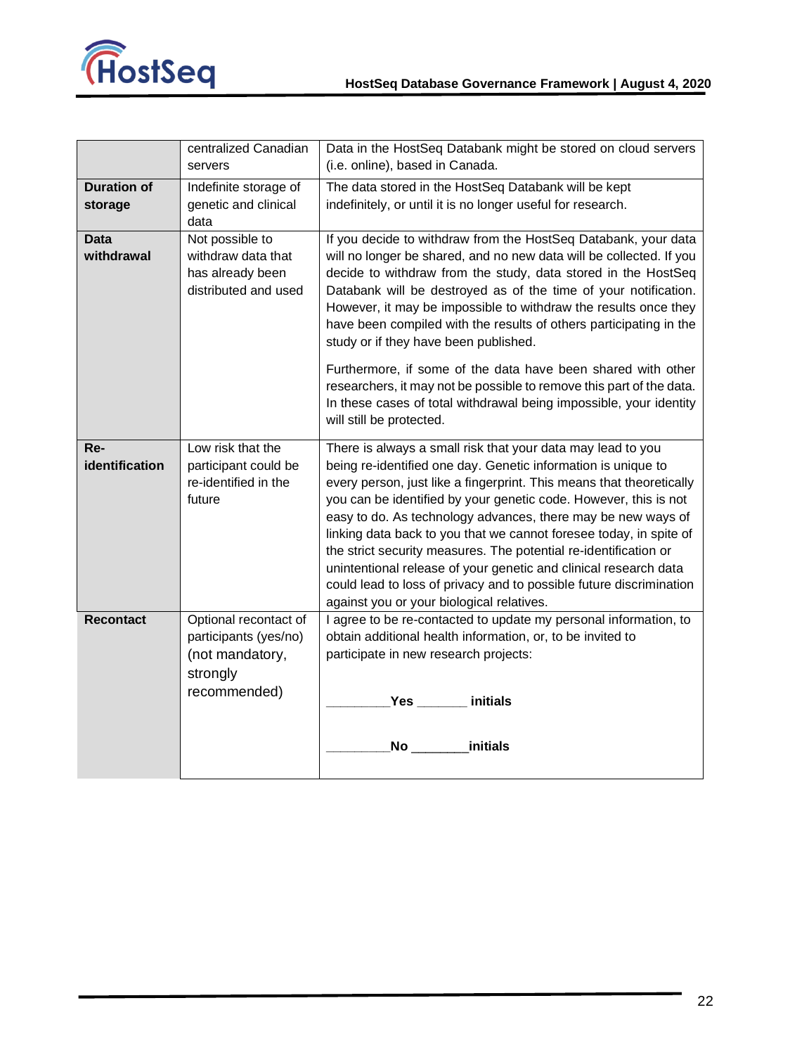| | | |
|---|---|---|
| | centralized Canadian servers | Data in the HostSeq Databank might be stored on cloud servers (i.e. online), based in Canada. |
| **Duration of storage** | Indefinite storage of genetic and clinical data | The data stored in the HostSeq Databank will be kept indefinitely, or until it is no longer useful for research. |
| **Data withdrawal** | Not possible to withdraw data that has already been distributed and used | If you decide to withdraw from the HostSeq Databank, your data will no longer be shared, and no new data will be collected. If you decide to withdraw from the study, data stored in the HostSeq Databank will be destroyed as of the time of your notification. However, it may be impossible to withdraw the results once they have been compiled with the results of others participating in the study or if they have been published.<br><br>Furthermore, if some of the data have been shared with other researchers, it may not be possible to remove this part of the data. In these cases of total withdrawal being impossible, your identity will still be protected. |
| **Re-identification** | Low risk that the participant could be re-identified in the future | There is always a small risk that your data may lead to you being re-identified one day. Genetic information is unique to every person, just like a fingerprint. This means that theoretically you can be identified by your genetic code. However, this is not easy to do. As technology advances, there may be new ways of linking data back to you that we cannot foresee today, in spite of the strict security measures. The potential re-identification or unintentional release of your genetic and clinical research data could lead to loss of privacy and to possible future discrimination against you or your biological relatives. |
| **Recontact** | Optional recontact of participants (yes/no) (not mandatory, strongly recommended) | I agree to be re-contacted to update my personal information, to obtain additional health information, or, to be invited to participate in new research projects:<br><br>_________**Yes** _______ **initials**<br><br>_________**No** ________**initials** |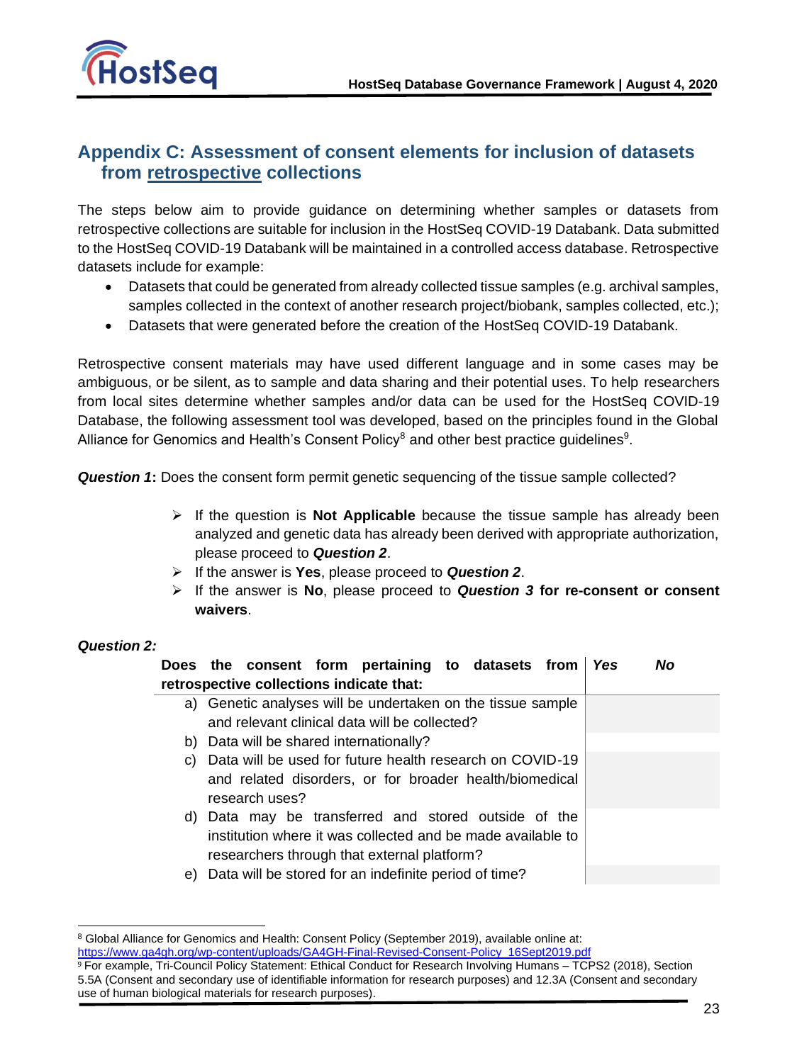## Appendix C: Assessment of consent elements for inclusion of datasets from retrospective collections

The steps below aim to provide guidance on determining whether samples or datasets from retrospective collections are suitable for inclusion in the HostSeq COVID-19 Databank. Data submitted to the HostSeq COVID-19 Databank will be maintained in a controlled access database. Retrospective datasets include for example:

- Datasets that could be generated from already collected tissue samples (e.g. archival samples, samples collected in the context of another research project/biobank, samples collected, etc.);
- Datasets that were generated before the creation of the HostSeq COVID-19 Databank.

Retrospective consent materials may have used different language and in some cases may be ambiguous, or be silent, as to sample and data sharing and their potential uses. To help researchers from local sites determine whether samples and/or data can be used for the HostSeq COVID-19 Database, the following assessment tool was developed, based on the principles found in the Global Alliance for Genomics and Health's Consent Policy[8] and other best practice guidelines[9].

***Question 1*:** Does the consent form permit genetic sequencing of the tissue sample collected?

- If the question is **Not Applicable** because the tissue sample has already been analyzed and genetic data has already been derived with appropriate authorization, please proceed to ***Question 2***.
- If the answer is **Yes**, please proceed to ***Question 2***.
- If the answer is **No**, please proceed to ***Question 3* for re-consent or consent waivers**.

***Question 2:***

| **Does the consent form pertaining to datasets from retrospective collections indicate that:** | ***Yes*** | ***No*** |
|---|---|---|
| a) Genetic analyses will be undertaken on the tissue sample and relevant clinical data will be collected? | | |
| b) Data will be shared internationally? | | |
| c) Data will be used for future health research on COVID-19 and related disorders, or for broader health/biomedical research uses? | | |
| d) Data may be transferred and stored outside of the institution where it was collected and be made available to researchers through that external platform? | | |
| e) Data will be stored for an indefinite period of time? | | |

[8] Global Alliance for Genomics and Health: Consent Policy (September 2019), available online at: https://www.ga4gh.org/wp-content/uploads/GA4GH-Final-Revised-Consent-Policy_16Sept2019.pdf

[9] For example, Tri-Council Policy Statement: Ethical Conduct for Research Involving Humans – TCPS2 (2018), Section 5.5A (Consent and secondary use of identifiable information for research purposes) and 12.3A (Consent and secondary use of human biological materials for research purposes).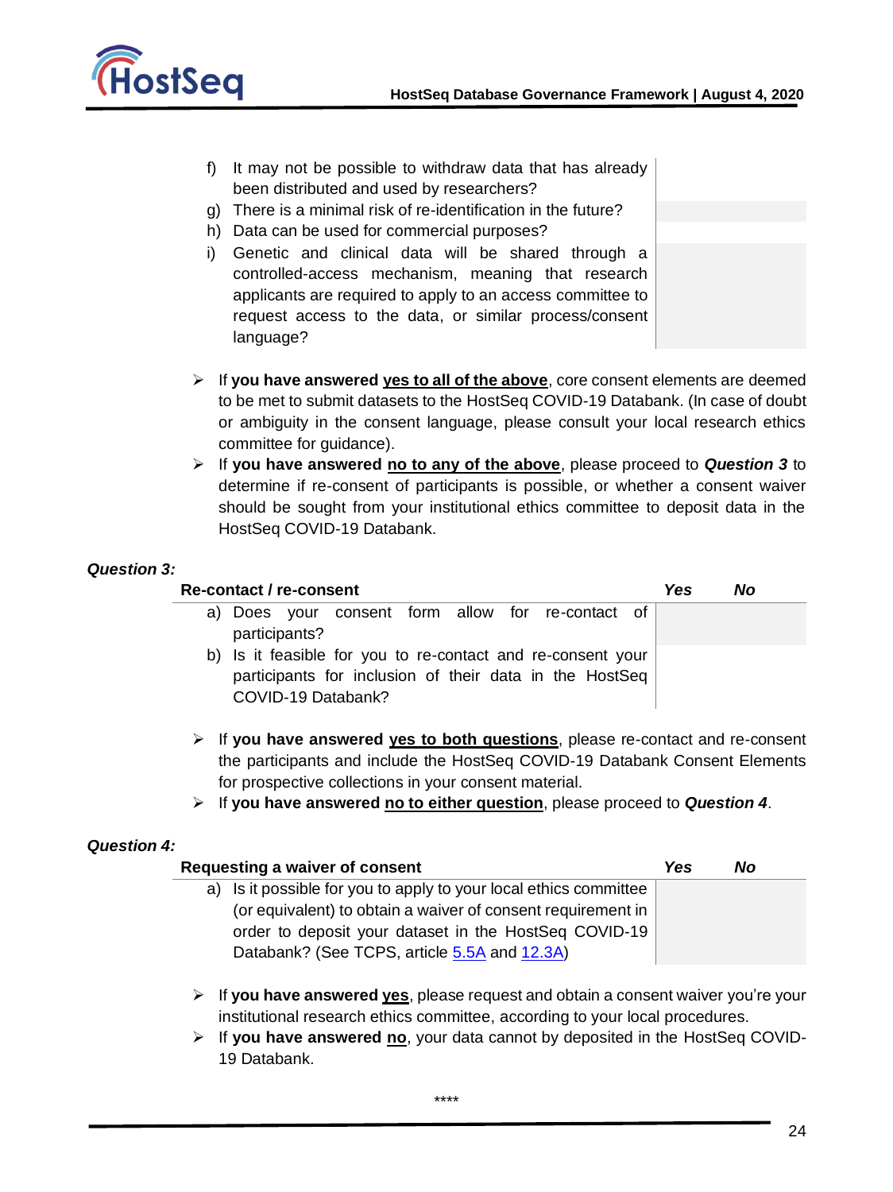| | Yes | No |
|---|---|---|
| f) It may not be possible to withdraw data that has already been distributed and used by researchers? | | |
| g) There is a minimal risk of re-identification in the future? | | |
| h) Data can be used for commercial purposes? | | |
| i) Genetic and clinical data will be shared through a controlled-access mechanism, meaning that research applicants are required to apply to an access committee to request access to the data, or similar process/consent language? | | |

- If **you have answered <u>yes to all of the above</u>**, core consent elements are deemed to be met to submit datasets to the HostSeq COVID-19 Databank. (In case of doubt or ambiguity in the consent language, please consult your local research ethics committee for guidance).
- If **you have answered <u>no to any of the above</u>**, please proceed to ***Question 3*** to determine if re-consent of participants is possible, or whether a consent waiver should be sought from your institutional ethics committee to deposit data in the HostSeq COVID-19 Databank.

***Question 3:***

| **Re-contact / re-consent** | ***Yes*** | ***No*** |
|---|---|---|
| a) Does your consent form allow for re-contact of participants? | | |
| b) Is it feasible for you to re-contact and re-consent your participants for inclusion of their data in the HostSeq COVID-19 Databank? | | |

- If **you have answered <u>yes to both questions</u>**, please re-contact and re-consent the participants and include the HostSeq COVID-19 Databank Consent Elements for prospective collections in your consent material.
- If **you have answered <u>no to either question</u>**, please proceed to ***Question 4***.

***Question 4:***

| **Requesting a waiver of consent** | ***Yes*** | ***No*** |
|---|---|---|
| a) Is it possible for you to apply to your local ethics committee (or equivalent) to obtain a waiver of consent requirement in order to deposit your dataset in the HostSeq COVID-19 Databank? (See TCPS, article 5.5A and 12.3A) | | |

- If **you have answered <u>yes</u>**, please request and obtain a consent waiver you're your institutional research ethics committee, according to your local procedures.
- If **you have answered <u>no</u>**, your data cannot by deposited in the HostSeq COVID-19 Databank.

****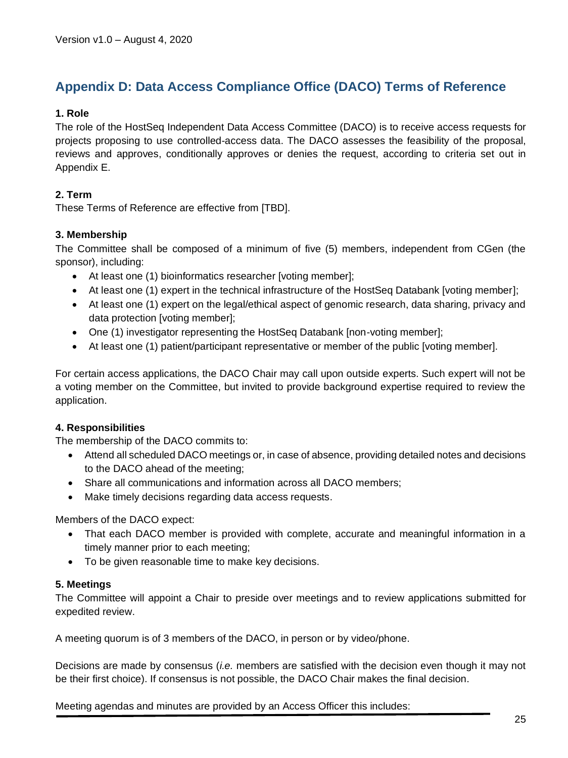## Appendix D: Data Access Compliance Office (DACO) Terms of Reference

**1. Role**

The role of the HostSeq Independent Data Access Committee (DACO) is to receive access requests for projects proposing to use controlled-access data. The DACO assesses the feasibility of the proposal, reviews and approves, conditionally approves or denies the request, according to criteria set out in Appendix E.

**2. Term**

These Terms of Reference are effective from [TBD].

**3. Membership**

The Committee shall be composed of a minimum of five (5) members, independent from CGen (the sponsor), including:

- At least one (1) bioinformatics researcher [voting member];
- At least one (1) expert in the technical infrastructure of the HostSeq Databank [voting member];
- At least one (1) expert on the legal/ethical aspect of genomic research, data sharing, privacy and data protection [voting member];
- One (1) investigator representing the HostSeq Databank [non-voting member];
- At least one (1) patient/participant representative or member of the public [voting member].

For certain access applications, the DACO Chair may call upon outside experts. Such expert will not be a voting member on the Committee, but invited to provide background expertise required to review the application.

**4. Responsibilities**

The membership of the DACO commits to:

- Attend all scheduled DACO meetings or, in case of absence, providing detailed notes and decisions to the DACO ahead of the meeting;
- Share all communications and information across all DACO members;
- Make timely decisions regarding data access requests.

Members of the DACO expect:

- That each DACO member is provided with complete, accurate and meaningful information in a timely manner prior to each meeting;
- To be given reasonable time to make key decisions.

**5. Meetings**

The Committee will appoint a Chair to preside over meetings and to review applications submitted for expedited review.

A meeting quorum is of 3 members of the DACO, in person or by video/phone.

Decisions are made by consensus (*i.e.* members are satisfied with the decision even though it may not be their first choice). If consensus is not possible, the DACO Chair makes the final decision.

Meeting agendas and minutes are provided by an Access Officer this includes: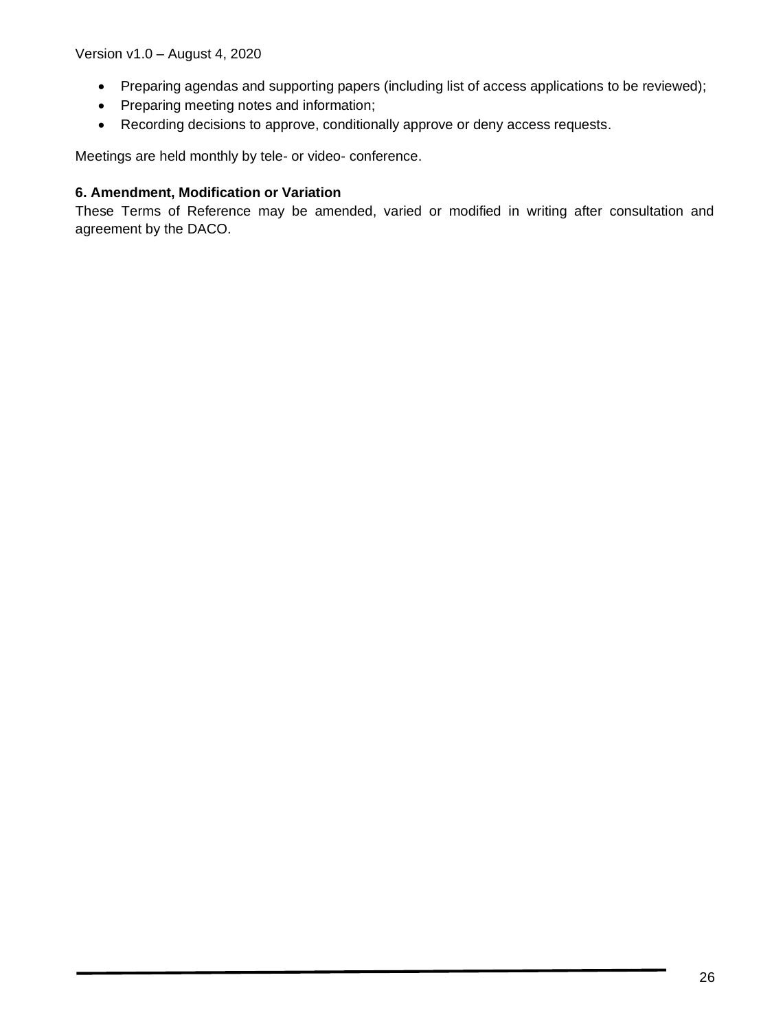- Preparing agendas and supporting papers (including list of access applications to be reviewed);
- Preparing meeting notes and information;
- Recording decisions to approve, conditionally approve or deny access requests.

Meetings are held monthly by tele- or video- conference.

**6. Amendment, Modification or Variation**

These Terms of Reference may be amended, varied or modified in writing after consultation and agreement by the DACO.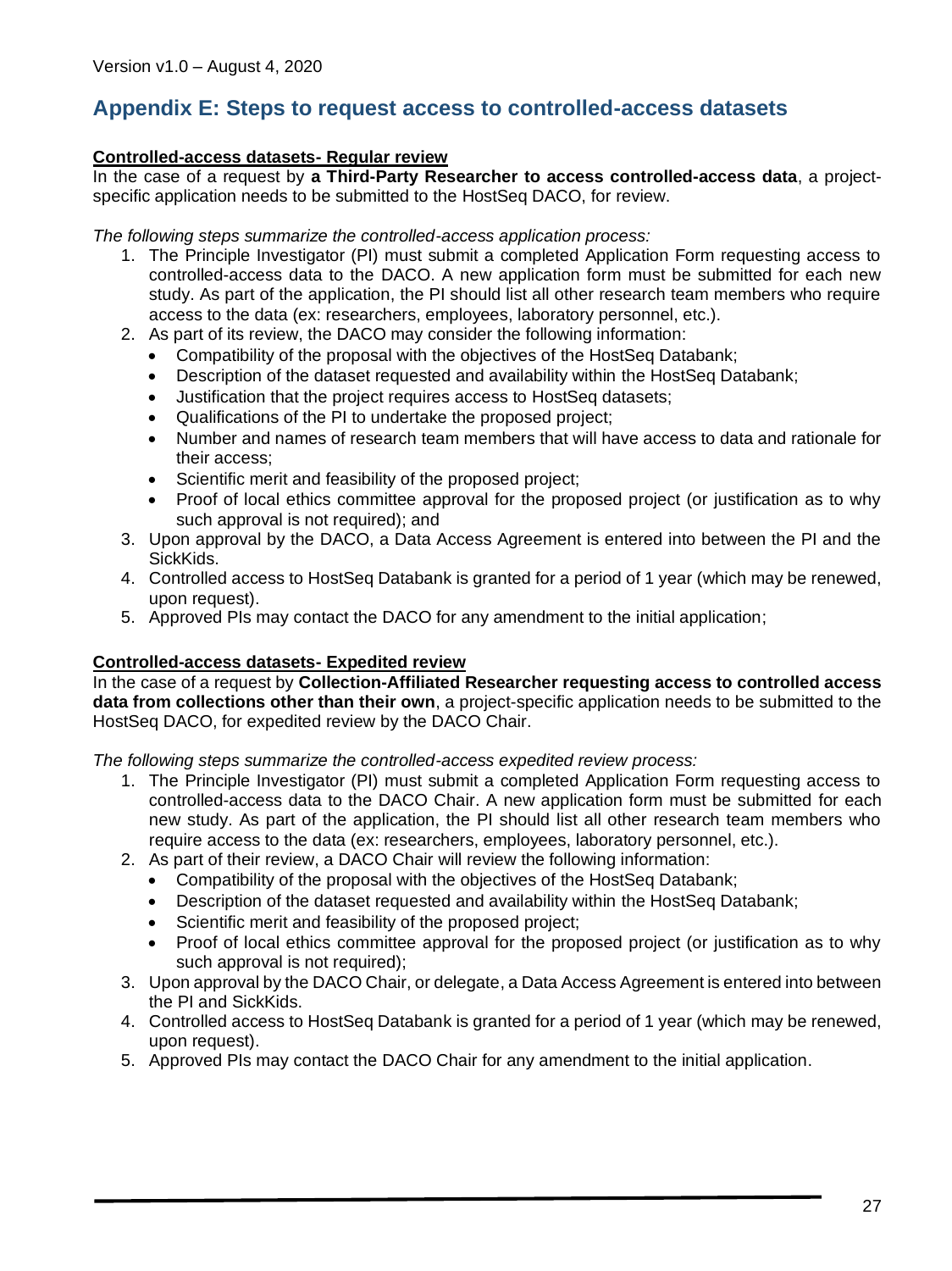## Appendix E: Steps to request access to controlled-access datasets

**Controlled-access datasets- Regular review**

In the case of a request by **a Third-Party Researcher to access controlled-access data**, a project-specific application needs to be submitted to the HostSeq DACO, for review.

*The following steps summarize the controlled-access application process:*

1. The Principle Investigator (PI) must submit a completed Application Form requesting access to controlled-access data to the DACO. A new application form must be submitted for each new study. As part of the application, the PI should list all other research team members who require access to the data (ex: researchers, employees, laboratory personnel, etc.).
2. As part of its review, the DACO may consider the following information:
   - Compatibility of the proposal with the objectives of the HostSeq Databank;
   - Description of the dataset requested and availability within the HostSeq Databank;
   - Justification that the project requires access to HostSeq datasets;
   - Qualifications of the PI to undertake the proposed project;
   - Number and names of research team members that will have access to data and rationale for their access;
   - Scientific merit and feasibility of the proposed project;
   - Proof of local ethics committee approval for the proposed project (or justification as to why such approval is not required); and
3. Upon approval by the DACO, a Data Access Agreement is entered into between the PI and the SickKids.
4. Controlled access to HostSeq Databank is granted for a period of 1 year (which may be renewed, upon request).
5. Approved PIs may contact the DACO for any amendment to the initial application;

**Controlled-access datasets- Expedited review**

In the case of a request by **Collection-Affiliated Researcher requesting access to controlled access data from collections other than their own**, a project-specific application needs to be submitted to the HostSeq DACO, for expedited review by the DACO Chair.

*The following steps summarize the controlled-access expedited review process:*

1. The Principle Investigator (PI) must submit a completed Application Form requesting access to controlled-access data to the DACO Chair. A new application form must be submitted for each new study. As part of the application, the PI should list all other research team members who require access to the data (ex: researchers, employees, laboratory personnel, etc.).
2. As part of their review, a DACO Chair will review the following information:
   - Compatibility of the proposal with the objectives of the HostSeq Databank;
   - Description of the dataset requested and availability within the HostSeq Databank;
   - Scientific merit and feasibility of the proposed project;
   - Proof of local ethics committee approval for the proposed project (or justification as to why such approval is not required);
3. Upon approval by the DACO Chair, or delegate, a Data Access Agreement is entered into between the PI and SickKids.
4. Controlled access to HostSeq Databank is granted for a period of 1 year (which may be renewed, upon request).
5. Approved PIs may contact the DACO Chair for any amendment to the initial application.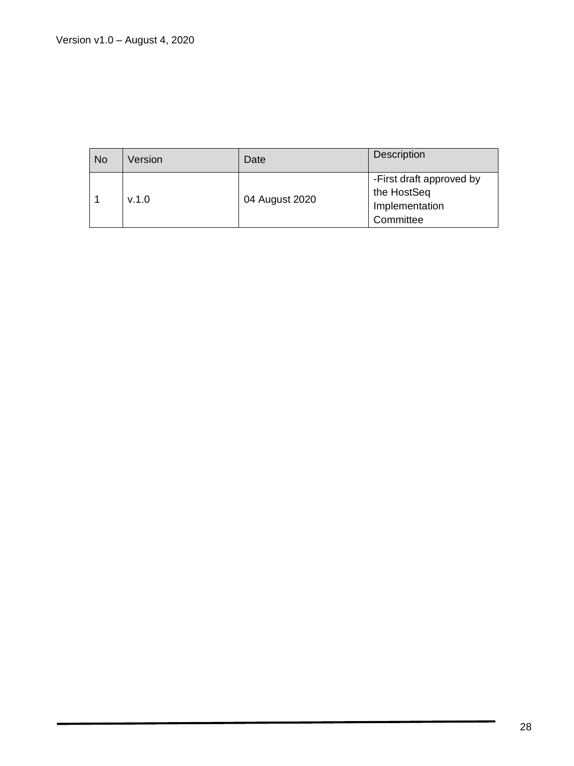| No | Version | Date | Description |
|---|---|---|---|
| 1 | v.1.0 | 04 August 2020 | -First draft approved by the HostSeq Implementation Committee |